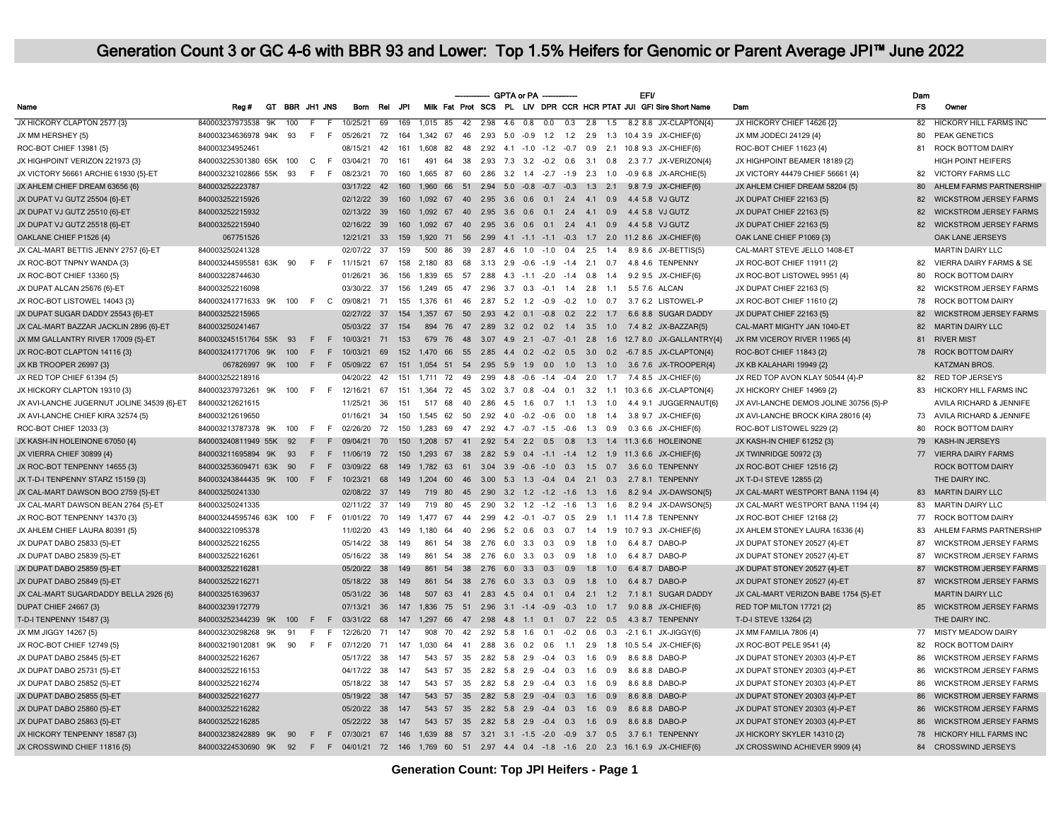# Generation Count 3 or GC 4-6 with BBR 93 and Lower: Top 1.5% Heifers for Genomic or Parent Average JPI™ June 2022

| Name | Reg # | GT | BBR | JH1 | JNS | Born | Rel | JPI | Milk | Fat | Prot | SCS | PL | LIV | DPR | CCR | HCR | PTAT | EFI/ JUI | GFI | Sire Short Name | Dam | Dam FS | Owner |
|---|---|---|---|---|---|---|---|---|---|---|---|---|---|---|---|---|---|---|---|---|---|---|---|---|
| | | | | | | | | | GPTA or PA | | | | | | | | | | | | | | | |
| JX HICKORY CLAPTON 2577 {3} | 840003237973538 | 9K | 100 | F | F | 10/25/21 | 69 | 169 | 1,015 | 85 | 42 | 2.98 | 4.6 | 0.8 | 0.0 | 0.3 | 2.8 | 1.5 | 8.2 | 8.8 | JX-CLAPTON{4} | JX HICKORY CHIEF 14626 {2} | 82 | HICKORY HILL FARMS INC |
| JX MM HERSHEY {5} | 840003234636978 | 94K | 93 | F | F | 05/26/21 | 72 | 164 | 1,342 | 67 | 46 | 2.93 | 5.0 | -0.9 | 1.2 | 1.2 | 2.9 | 1.3 | 10.4 | 3.9 | JX-CHIEF{6} | JX MM JODECI 24129 {4} | 80 | PEAK GENETICS |
| ROC-BOT CHIEF 13981 {5} | 840003234952461 | | | | | 08/15/21 | 42 | 161 | 1,608 | 82 | 48 | 2.92 | 4.1 | -1.0 | -1.2 | -0.7 | 0.9 | 2.1 | 10.8 | 9.3 | JX-CHIEF{6} | ROC-BOT CHIEF 11623 {4} | 81 | ROCK BOTTOM DAIRY |
| JX HIGHPOINT VERIZON 221973 {3} | 840003225301380 | 65K | 100 | C | F | 03/04/21 | 70 | 161 | 491 | 64 | 38 | 2.93 | 7.3 | 3.2 | -0.2 | 0.6 | 3.1 | 0.8 | 2.3 | 7.7 | JX-VERIZON{4} | JX HIGHPOINT BEAMER 18189 {2} | | HIGH POINT HEIFERS |
| JX VICTORY 56661 ARCHIE 61930 {5}-ET | 840003232102866 | 55K | 93 | F | F | 08/23/21 | 70 | 160 | 1,665 | 87 | 60 | 2.86 | 3.2 | 1.4 | -2.7 | -1.9 | 2.3 | 1.0 | -0.9 | 6.8 | JX-ARCHIE{5} | JX VICTORY 44479 CHIEF 56661 {4} | 82 | VICTORY FARMS LLC |
| JX AHLEM CHIEF DREAM 63656 {6} | 840003252223787 | | | | | 03/17/22 | 42 | 160 | 1,960 | 66 | 51 | 2.94 | 5.0 | -0.8 | -0.7 | -0.3 | 1.3 | 2.1 | 9.8 | 7.9 | JX-CHIEF{6} | JX AHLEM CHIEF DREAM 58204 {5} | 80 | AHLEM FARMS PARTNERSHIP |
| JX DUPAT VJ GUTZ 25504 {6}-ET | 840003252215926 | | | | | 02/12/22 | 39 | 160 | 1,092 | 67 | 40 | 2.95 | 3.6 | 0.6 | 0.1 | 2.4 | 4.1 | 0.9 | 4.4 | 5.8 | VJ GUTZ | JX DUPAT CHIEF 22163 {5} | 82 | WICKSTROM JERSEY FARMS |
| JX DUPAT VJ GUTZ 25510 {6}-ET | 840003252215932 | | | | | 02/13/22 | 39 | 160 | 1,092 | 67 | 40 | 2.95 | 3.6 | 0.6 | 0.1 | 2.4 | 4.1 | 0.9 | 4.4 | 5.8 | VJ GUTZ | JX DUPAT CHIEF 22163 {5} | 82 | WICKSTROM JERSEY FARMS |
| JX DUPAT VJ GUTZ 25518 {6}-ET | 840003252215940 | | | | | 02/16/22 | 39 | 160 | 1,092 | 67 | 40 | 2.95 | 3.6 | 0.6 | 0.1 | 2.4 | 4.1 | 0.9 | 4.4 | 5.8 | VJ GUTZ | JX DUPAT CHIEF 22163 {5} | 82 | WICKSTROM JERSEY FARMS |
| OAKLANE CHIEF P1526 {4} | 067751526 | | | | | 12/21/21 | 33 | 159 | 1,920 | 71 | 56 | 2.99 | 4.1 | -1.1 | -1.1 | -0.3 | 1.7 | 2.0 | 11.2 | 8.6 | JX-CHIEF{6} | OAK LANE CHIEF P1069 {3} | | OAK LANE JERSEYS |
| JX CAL-MART BETTIS JENNY 2757 {6}-ET | 840003250241328 | | | | | 02/07/22 | 37 | 159 | 500 | 86 | 39 | 2.87 | 4.6 | 1.0 | -1.0 | 0.4 | 2.5 | 1.4 | 8.9 | 8.6 | JX-BETTIS{5} | CAL-MART STEVE JELLO 1408-ET | | MARTIN DAIRY LLC |
| JX ROC-BOT TNPNY WANDA {3} | 840003244595581 | 63K | 90 | F | F | 11/15/21 | 67 | 158 | 2,180 | 83 | 68 | 3.13 | 2.9 | -0.6 | -1.9 | -1.4 | 2.1 | 0.7 | 4.8 | 4.6 | TENPENNY | JX ROC-BOT CHIEF 11911 {2} | 82 | VIERRA DAIRY FARMS & SE |
| JX ROC-BOT CHIEF 13360 {5} | 840003228744630 | | | | | 01/26/21 | 36 | 156 | 1,839 | 65 | 57 | 2.88 | 4.3 | -1.1 | -2.0 | -1.4 | 0.8 | 1.4 | 9.2 | 9.5 | JX-CHIEF{6} | JX ROC-BOT LISTOWEL 9951 {4} | 80 | ROCK BOTTOM DAIRY |
| JX DUPAT ALCAN 25676 {6}-ET | 840003252216098 | | | | | 03/30/22 | 37 | 156 | 1,249 | 65 | 47 | 2.96 | 3.7 | 0.3 | -0.1 | 1.4 | 2.8 | 1.1 | 5.5 | 7.6 | ALCAN | JX DUPAT CHIEF 22163 {5} | 82 | WICKSTROM JERSEY FARMS |
| JX ROC-BOT LISTOWEL 14043 {3} | 840003241771633 | 9K | 100 | F | C | 09/08/21 | 71 | 155 | 1,376 | 61 | 46 | 2.87 | 5.2 | 1.2 | -0.9 | -0.2 | 1.0 | 0.7 | 3.7 | 6.2 | LISTOWEL-P | JX ROC-BOT CHIEF 11610 {2} | 78 | ROCK BOTTOM DAIRY |
| JX DUPAT SUGAR DADDY 25543 {6}-ET | 840003252215965 | | | | | 02/27/22 | 37 | 154 | 1,357 | 67 | 50 | 2.93 | 4.2 | 0.1 | -0.8 | 0.2 | 2.2 | 1.7 | 6.6 | 8.8 | SUGAR DADDY | JX DUPAT CHIEF 22163 {5} | 82 | WICKSTROM JERSEY FARMS |
| JX CAL-MART BAZZAR JACKLIN 2896 {6}-ET | 840003250241467 | | | | | 05/03/22 | 37 | 154 | 894 | 76 | 47 | 2.89 | 3.2 | 0.2 | 0.2 | 1.4 | 3.5 | 1.0 | 7.4 | 8.2 | JX-BAZZAR{5} | CAL-MART MIGHTY JAN 1040-ET | 82 | MARTIN DAIRY LLC |
| JX MM GALLANTRY RIVER 17009 {5}-ET | 840003245151764 | 55K | 93 | F | F | 10/03/21 | 71 | 153 | 679 | 76 | 48 | 3.07 | 4.9 | 2.1 | -0.7 | -0.1 | 2.8 | 1.6 | 12.7 | 8.0 | JX-GALLANTRY{4} | JX RM VICEROY RIVER 11965 {4} | 81 | RIVER MIST |
| JX ROC-BOT CLAPTON 14116 {3} | 840003241771706 | 9K | 100 | F | F | 10/03/21 | 69 | 152 | 1,470 | 66 | 55 | 2.85 | 4.4 | 0.2 | -0.2 | 0.5 | 3.0 | 0.2 | -6.7 | 8.5 | JX-CLAPTON{4} | ROC-BOT CHIEF 11843 {2} | 78 | ROCK BOTTOM DAIRY |
| JX KB TROOPER 26997 {3} | 067826997 | 9K | 100 | F | F | 05/09/22 | 67 | 151 | 1,054 | 51 | 54 | 2.95 | 5.9 | 1.9 | 0.0 | 1.0 | 1.3 | 1.0 | 3.6 | 7.6 | JX-TROOPER{4} | JX KB KALAHARI 19949 {2} | | KATZMAN BROS. |
| JX RED TOP CHIEF 61394 {5} | 840003252218916 | | | | | 04/20/22 | 42 | 151 | 1,711 | 72 | 49 | 2.99 | 4.8 | -0.6 | -1.4 | -0.4 | 2.0 | 1.7 | 7.4 | 8.5 | JX-CHIEF{6} | JX RED TOP AVON KLAY 50544 {4}-P | 82 | RED TOP JERSEYS |
| JX HICKORY CLAPTON 19310 {3} | 840003237973261 | 9K | 100 | F | F | 12/16/21 | 67 | 151 | 1,364 | 72 | 45 | 3.02 | 3.7 | 0.8 | -0.4 | 0.1 | 3.2 | 1.1 | 10.3 | 6.6 | JX-CLAPTON{4} | JX HICKORY CHIEF 14969 {2} | 83 | HICKORY HILL FARMS INC |
| JX AVI-LANCHE JUGERNUT JOLINE 34539 {6}-ET | 840003212621615 | | | | | 11/25/21 | 36 | 151 | 517 | 68 | 40 | 2.86 | 4.5 | 1.6 | 0.7 | 1.1 | 1.3 | 1.0 | 4.4 | 9.1 | JUGGERNAUT{6} | JX AVI-LANCHE DEMOS JOLINE 30756 {5}-P | | AVILA RICHARD & JENNIFE |
| JX AVI-LANCHE CHIEF KIRA 32574 {5} | 840003212619650 | | | | | 01/16/21 | 34 | 150 | 1,545 | 62 | 50 | 2.92 | 4.0 | -0.2 | -0.6 | 0.0 | 1.8 | 1.4 | 3.8 | 9.7 | JX-CHIEF{6} | JX AVI-LANCHE BROCK KIRA 28016 {4} | 73 | AVILA RICHARD & JENNIFE |
| ROC-BOT CHIEF 12033 {3} | 840003213787378 | 9K | 100 | F | F | 02/26/20 | 72 | 150 | 1,283 | 69 | 47 | 2.92 | 4.7 | -0.7 | -1.5 | -0.6 | 1.3 | 0.9 | 0.3 | 6.6 | JX-CHIEF{6} | ROC-BOT LISTOWEL 9229 {2} | 80 | ROCK BOTTOM DAIRY |
| JX KASH-IN HOLEINONE 67050 {4} | 840003240811949 | 55K | 92 | F | F | 09/04/21 | 70 | 150 | 1,208 | 57 | 41 | 2.92 | 5.4 | 2.2 | 0.5 | 0.8 | 1.3 | 1.4 | 11.3 | 6.6 | HOLEINONE | JX KASH-IN CHIEF 61252 {3} | 79 | KASH-IN JERSEYS |
| JX VIERRA CHIEF 30899 {4} | 840003211695894 | 9K | 93 | F | F | 11/06/19 | 72 | 150 | 1,293 | 67 | 38 | 2.82 | 5.9 | 0.4 | -1.1 | -1.4 | 1.2 | 1.9 | 11.3 | 6.6 | JX-CHIEF{6} | JX TWINRIDGE 50972 {3} | 77 | VIERRA DAIRY FARMS |
| JX ROC-BOT TENPENNY 14655 {3} | 840003253609471 | 63K | 90 | F | F | 03/09/22 | 68 | 149 | 1,782 | 63 | 61 | 3.04 | 3.9 | -0.6 | -1.0 | 0.3 | 1.5 | 0.7 | 3.6 | 6.0 | TENPENNY | JX ROC-BOT CHIEF 12516 {2} | | ROCK BOTTOM DAIRY |
| JX T-D-I TENPENNY STARZ 15159 {3} | 840003243844435 | 9K | 100 | F | F | 10/23/21 | 68 | 149 | 1,204 | 60 | 46 | 3.00 | 5.3 | 1.3 | -0.4 | 0.4 | 2.1 | 0.3 | 2.7 | 8.1 | TENPENNY | JX T-D-I STEVE 12855 {2} | | THE DAIRY INC. |
| JX CAL-MART DAWSON BOO 2759 {5}-ET | 840003250241330 | | | | | 02/08/22 | 37 | 149 | 719 | 80 | 45 | 2.90 | 3.2 | 1.2 | -1.2 | -1.6 | 1.3 | 1.6 | 8.2 | 9.4 | JX-DAWSON{5} | JX CAL-MART WESTPORT BANA 1194 {4} | 83 | MARTIN DAIRY LLC |
| JX CAL-MART DAWSON BEAN 2764 {5}-ET | 840003250241335 | | | | | 02/11/22 | 37 | 149 | 719 | 80 | 45 | 2.90 | 3.2 | 1.2 | -1.2 | -1.6 | 1.3 | 1.6 | 8.2 | 9.4 | JX-DAWSON{5} | JX CAL-MART WESTPORT BANA 1194 {4} | 83 | MARTIN DAIRY LLC |
| JX ROC-BOT TENPENNY 14370 {3} | 840003244595746 | 63K | 100 | F | F | 01/01/22 | 70 | 149 | 1,477 | 67 | 44 | 2.99 | 4.2 | -0.1 | -0.7 | 0.5 | 2.9 | 1.1 | 11.4 | 7.8 | TENPENNY | JX ROC-BOT CHIEF 12168 {2} | 77 | ROCK BOTTOM DAIRY |
| JX AHLEM CHIEF LAURA 80391 {5} | 840003221095378 | | | | | 11/02/20 | 43 | 149 | 1,180 | 64 | 40 | 2.96 | 5.2 | 0.6 | 0.3 | 0.7 | 1.4 | 1.9 | 10.7 | 9.3 | JX-CHIEF{6} | JX AHLEM STONEY LAURA 16336 {4} | 83 | AHLEM FARMS PARTNERSHIP |
| JX DUPAT DABO 25833 {5}-ET | 840003252216255 | | | | | 05/14/22 | 38 | 149 | 861 | 54 | 38 | 2.76 | 6.0 | 3.3 | 0.3 | 0.9 | 1.8 | 1.0 | 6.4 | 8.7 | DABO-P | JX DUPAT STONEY 20527 {4}-ET | 87 | WICKSTROM JERSEY FARMS |
| JX DUPAT DABO 25839 {5}-ET | 840003252216261 | | | | | 05/16/22 | 38 | 149 | 861 | 54 | 38 | 2.76 | 6.0 | 3.3 | 0.3 | 0.9 | 1.8 | 1.0 | 6.4 | 8.7 | DABO-P | JX DUPAT STONEY 20527 {4}-ET | 87 | WICKSTROM JERSEY FARMS |
| JX DUPAT DABO 25859 {5}-ET | 840003252216281 | | | | | 05/20/22 | 38 | 149 | 861 | 54 | 38 | 2.76 | 6.0 | 3.3 | 0.3 | 0.9 | 1.8 | 1.0 | 6.4 | 8.7 | DABO-P | JX DUPAT STONEY 20527 {4}-ET | 87 | WICKSTROM JERSEY FARMS |
| JX DUPAT DABO 25849 {5}-ET | 840003252216271 | | | | | 05/18/22 | 38 | 149 | 861 | 54 | 38 | 2.76 | 6.0 | 3.3 | 0.3 | 0.9 | 1.8 | 1.0 | 6.4 | 8.7 | DABO-P | JX DUPAT STONEY 20527 {4}-ET | 87 | WICKSTROM JERSEY FARMS |
| JX CAL-MART SUGARDADDY BELLA 2926 {6} | 840003251639637 | | | | | 05/31/22 | 36 | 148 | 507 | 63 | 41 | 2.83 | 4.5 | 0.4 | 0.1 | 0.4 | 2.1 | 1.2 | 7.1 | 8.1 | SUGAR DADDY | JX CAL-MART VERIZON BABE 1754 {5}-ET | | MARTIN DAIRY LLC |
| DUPAT CHIEF 24667 {3} | 840003239172779 | | | | | 07/13/21 | 36 | 147 | 1,836 | 75 | 51 | 2.96 | 3.1 | -1.4 | -0.9 | -0.3 | 1.0 | 1.7 | 9.0 | 8.8 | JX-CHIEF{6} | RED TOP MILTON 17721 {2} | 85 | WICKSTROM JERSEY FARMS |
| T-D-I TENPENNY 15487 {3} | 840003252344239 | 9K | 100 | F | F | 03/31/22 | 68 | 147 | 1,297 | 66 | 47 | 2.98 | 4.8 | 1.1 | 0.1 | 0.7 | 2.2 | 0.5 | 4.3 | 8.7 | TENPENNY | T-D-I STEVE 13264 {2} | | THE DAIRY INC. |
| JX MM JIGGY 14267 {5} | 840003230298268 | 9K | 91 | F | F | 12/26/20 | 71 | 147 | 908 | 70 | 42 | 2.92 | 5.8 | 1.6 | 0.1 | -0.2 | 0.6 | 0.3 | -2.1 | 6.1 | JX-JIGGY{6} | JX MM FAMILIA 7806 {4} | 77 | MISTY MEADOW DAIRY |
| JX ROC-BOT CHIEF 12749 {5} | 840003219012081 | 9K | 90 | F | F | 07/12/20 | 71 | 147 | 1,030 | 64 | 41 | 2.88 | 3.6 | 0.2 | 0.6 | 1.1 | 2.9 | 1.8 | 10.5 | 5.4 | JX-CHIEF{6} | JX ROC-BOT PELE 9541 {4} | 82 | ROCK BOTTOM DAIRY |
| JX DUPAT DABO 25845 {5}-ET | 840003252216267 | | | | | 05/17/22 | 38 | 147 | 543 | 57 | 35 | 2.82 | 5.8 | 2.9 | -0.4 | 0.3 | 1.6 | 0.9 | 8.6 | 8.8 | DABO-P | JX DUPAT STONEY 20303 {4}-P-ET | 86 | WICKSTROM JERSEY FARMS |
| JX DUPAT DABO 25731 {5}-ET | 840003252216153 | | | | | 04/17/22 | 38 | 147 | 543 | 57 | 35 | 2.82 | 5.8 | 2.9 | -0.4 | 0.3 | 1.6 | 0.9 | 8.6 | 8.8 | DABO-P | JX DUPAT STONEY 20303 {4}-P-ET | 86 | WICKSTROM JERSEY FARMS |
| JX DUPAT DABO 25852 {5}-ET | 840003252216274 | | | | | 05/18/22 | 38 | 147 | 543 | 57 | 35 | 2.82 | 5.8 | 2.9 | -0.4 | 0.3 | 1.6 | 0.9 | 8.6 | 8.8 | DABO-P | JX DUPAT STONEY 20303 {4}-P-ET | 86 | WICKSTROM JERSEY FARMS |
| JX DUPAT DABO 25855 {5}-ET | 840003252216277 | | | | | 05/19/22 | 38 | 147 | 543 | 57 | 35 | 2.82 | 5.8 | 2.9 | -0.4 | 0.3 | 1.6 | 0.9 | 8.6 | 8.8 | DABO-P | JX DUPAT STONEY 20303 {4}-P-ET | 86 | WICKSTROM JERSEY FARMS |
| JX DUPAT DABO 25860 {5}-ET | 840003252216282 | | | | | 05/20/22 | 38 | 147 | 543 | 57 | 35 | 2.82 | 5.8 | 2.9 | -0.4 | 0.3 | 1.6 | 0.9 | 8.6 | 8.8 | DABO-P | JX DUPAT STONEY 20303 {4}-P-ET | 86 | WICKSTROM JERSEY FARMS |
| JX DUPAT DABO 25863 {5}-ET | 840003252216285 | | | | | 05/22/22 | 38 | 147 | 543 | 57 | 35 | 2.82 | 5.8 | 2.9 | -0.4 | 0.3 | 1.6 | 0.9 | 8.6 | 8.8 | DABO-P | JX DUPAT STONEY 20303 {4}-P-ET | 86 | WICKSTROM JERSEY FARMS |
| JX HICKORY TENPENNY 18587 {3} | 840003238242889 | 9K | 90 | F | F | 07/30/21 | 67 | 146 | 1,639 | 88 | 57 | 3.21 | 3.1 | -1.5 | -2.0 | -0.9 | 3.7 | 0.5 | 3.7 | 6.1 | TENPENNY | JX HICKORY SKYLER 14310 {2} | 78 | HICKORY HILL FARMS INC |
| JX CROSSWIND CHIEF 11816 {5} | 840003224530690 | 9K | 92 | F | F | 04/01/21 | 72 | 146 | 1,769 | 60 | 51 | 2.97 | 4.4 | 0.4 | -1.8 | -1.6 | 2.0 | 2.3 | 16.1 | 6.9 | JX-CHIEF{6} | JX CROSSWIND ACHIEVER 9909 {4} | 84 | CROSSWIND JERSEYS |

Generation Count: Top JPI Heifers - Page 1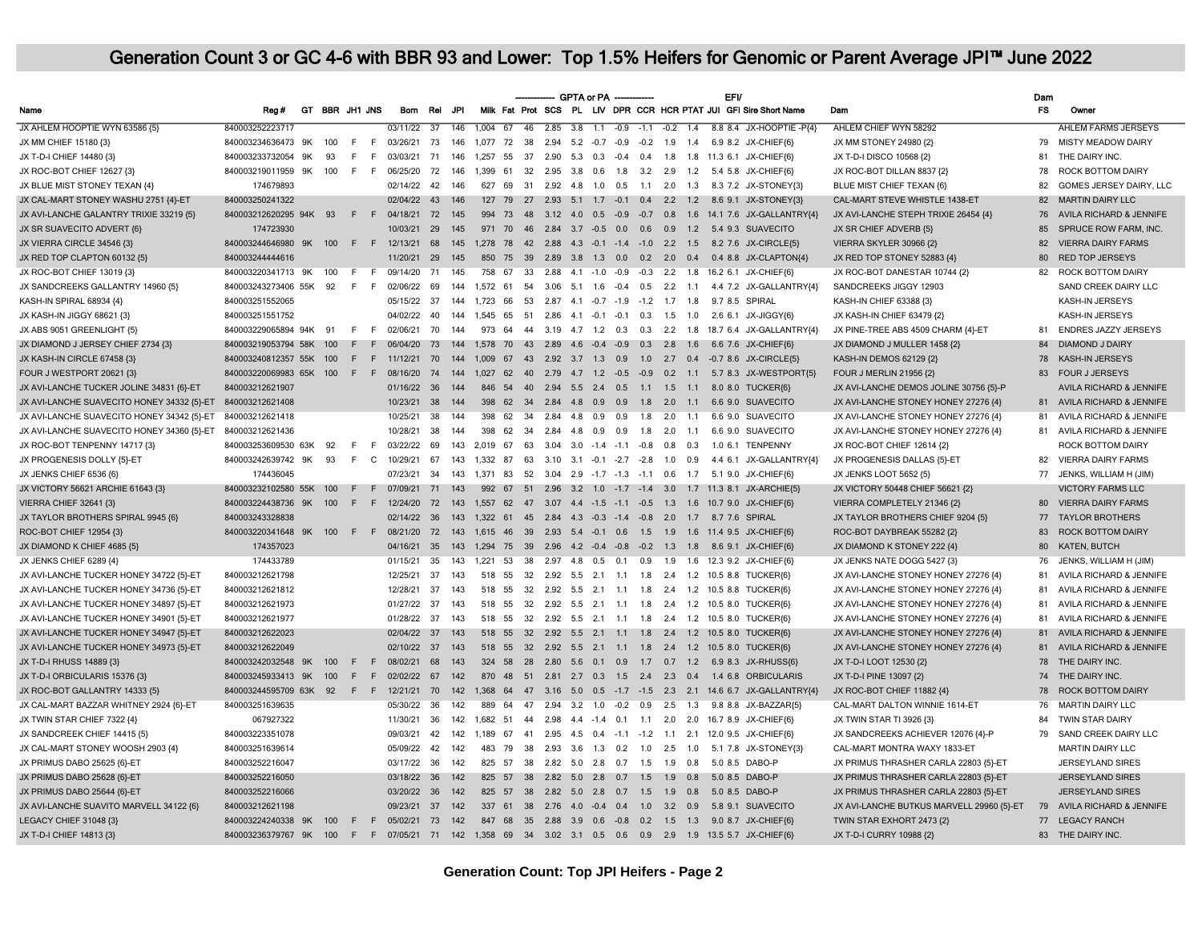# Generation Count 3 or GC 4-6 with BBR 93 and Lower: Top 1.5% Heifers for Genomic or Parent Average JPI™ June 2022

| | | | | | | | | | ------------- | | | GPTA or PA | ------------- | | | | | EFI/ | | | | Dam | |
|---|---|---|---|---|---|---|---|---|---|---|---|---|---|---|---|---|---|---|---|---|---|---|---|---|
| Name | Reg # | GT | BBR | JH1 | JNS | Born | Rel | JPI | Milk | Fat | Prot | SCS | PL | LIV | DPR | CCR | HCR | PTAT | JUI | GFI | Sire Short Name | Dam | FS | Owner |
| JX AHLEM HOOPTIE WYN 63586 {5} | 840003252223717 | | | | | 03/11/22 | 37 | 146 | 1,004 | 67 | 46 | 2.85 | 3.8 | 1.1 | -0.9 | -1.1 | -0.2 | 1.4 | 8.8 | 8.4 | JX-HOOPTIE -P{4} | AHLEM CHIEF WYN 58292 | | AHLEM FARMS JERSEYS |
| JX MM CHIEF 15180 {3} | 840003234636473 | 9K | 100 | F | F | 03/26/21 | 73 | 146 | 1,077 | 72 | 38 | 2.94 | 5.2 | -0.7 | -0.9 | -0.2 | 1.9 | 1.4 | 6.9 | 8.2 | JX-CHIEF{6} | JX MM STONEY 24980 {2} | 79 | MISTY MEADOW DAIRY |
| JX T-D-I CHIEF 14480 {3} | 840003233732054 | 9K | 93 | F | F | 03/01/21 | 71 | 146 | 1,257 | 55 | 37 | 2.90 | 5.3 | 0.3 | -0.4 | 0.4 | 1.8 | 1.8 | 11.3 | 6.1 | JX-CHIEF{6} | JX T-D-I DISCO 10568 {2} | 81 | THE DAIRY INC. |
| JX ROC-BOT CHIEF 12627 {3} | 840003219011959 | 9K | 100 | F | F | 06/25/20 | 72 | 146 | 1,399 | 61 | 32 | 2.95 | 3.8 | 0.6 | 1.8 | 3.2 | 2.9 | 1.2 | 5.4 | 5.8 | JX-CHIEF{6} | JX ROC-BOT DILLAN 8837 {2} | 78 | ROCK BOTTOM DAIRY |
| JX BLUE MIST STONEY TEXAN {4} | 174679893 | | | | | 02/14/22 | 42 | 146 | 627 | 69 | 31 | 2.92 | 4.8 | 1.0 | 0.5 | 1.1 | 2.0 | 1.3 | 8.3 | 7.2 | JX-STONEY{3} | BLUE MIST CHIEF TEXAN {6} | 82 | GOMES JERSEY DAIRY, LLC |
| JX CAL-MART STONEY WASHU 2751 {4}-ET | 840003250241322 | | | | | 02/04/22 | 43 | 146 | 127 | 79 | 27 | 2.93 | 5.1 | 1.7 | -0.1 | 0.4 | 2.2 | 1.2 | 8.6 | 9.1 | JX-STONEY{3} | CAL-MART STEVE WHISTLE 1438-ET | 82 | MARTIN DAIRY LLC |
| JX AVI-LANCHE GALANTRY TRIXIE 33219 {5} | 840003212620295 | 94K | 93 | F | F | 04/18/21 | 72 | 145 | 994 | 73 | 48 | 3.12 | 4.0 | 0.5 | -0.9 | -0.7 | 0.8 | 1.6 | 14.1 | 7.6 | JX-GALLANTRY{4} | JX AVI-LANCHE STEPH TRIXIE 26454 {4} | 76 | AVILA RICHARD & JENNIFE |
| JX SR SUAVECITO ADVERT {6} | 174723930 | | | | | 10/03/21 | 29 | 145 | 971 | 70 | 46 | 2.84 | 3.7 | -0.5 | 0.0 | 0.6 | 0.9 | 1.2 | 5.4 | 9.3 | SUAVECITO | JX SR CHIEF ADVERB {5} | 85 | SPRUCE ROW FARM, INC. |
| JX VIERRA CIRCLE 34546 {3} | 840003244646980 | 9K | 100 | F | F | 12/13/21 | 68 | 145 | 1,278 | 78 | 42 | 2.88 | 4.3 | -0.1 | -1.4 | -1.0 | 2.2 | 1.5 | 8.2 | 7.6 | JX-CIRCLE{5} | VIERRA SKYLER 30966 {2} | 82 | VIERRA DAIRY FARMS |
| JX RED TOP CLAPTON 60132 {5} | 840003244444616 | | | | | 11/20/21 | 29 | 145 | 850 | 75 | 39 | 2.89 | 3.8 | 1.3 | 0.0 | 0.2 | 2.0 | 0.4 | 0.4 | 8.8 | JX-CLAPTON{4} | JX RED TOP STONEY 52883 {4} | 80 | RED TOP JERSEYS |
| JX ROC-BOT CHIEF 13019 {3} | 840003220341713 | 9K | 100 | F | F | 09/14/20 | 71 | 145 | 758 | 67 | 33 | 2.88 | 4.1 | -1.0 | -0.9 | -0.3 | 2.2 | 1.8 | 16.2 | 6.1 | JX-CHIEF{6} | JX ROC-BOT DANESTAR 10744 {2} | 82 | ROCK BOTTOM DAIRY |
| JX SANDCREEKS GALLANTRY 14960 {5} | 840003243273406 | 55K | 92 | F | F | 02/06/22 | 69 | 144 | 1,572 | 61 | 54 | 3.06 | 5.1 | 1.6 | -0.4 | 0.5 | 2.2 | 1.1 | 4.4 | 7.2 | JX-GALLANTRY{4} | SANDCREEKS JIGGY 12903 | | SAND CREEK DAIRY LLC |
| KASH-IN SPIRAL 68934 {4} | 840003251552065 | | | | | 05/15/22 | 37 | 144 | 1,723 | 66 | 53 | 2.87 | 4.1 | -0.7 | -1.9 | -1.2 | 1.7 | 1.8 | 9.7 | 8.5 | SPIRAL | KASH-IN CHIEF 63388 {3} | | KASH-IN JERSEYS |
| JX KASH-IN JIGGY 68621 {3} | 840003251551752 | | | | | 04/02/22 | 40 | 144 | 1,545 | 65 | 51 | 2.86 | 4.1 | -0.1 | -0.1 | 0.3 | 1.5 | 1.0 | 2.6 | 6.1 | JX-JIGGY{6} | JX KASH-IN CHIEF 63479 {2} | | KASH-IN JERSEYS |
| JX ABS 9051 GREENLIGHT {5} | 840003229065894 | 94K | 91 | F | F | 02/06/21 | 70 | 144 | 973 | 64 | 44 | 3.19 | 4.7 | 1.2 | 0.3 | 0.3 | 2.2 | 1.8 | 18.7 | 6.4 | JX-GALLANTRY{4} | JX PINE-TREE ABS 4509 CHARM {4}-ET | 81 | ENDRES JAZZY JERSEYS |
| JX DIAMOND J JERSEY CHIEF 2734 {3} | 840003219053794 | 58K | 100 | F | F | 06/04/20 | 73 | 144 | 1,578 | 70 | 43 | 2.89 | 4.6 | -0.4 | -0.9 | 0.3 | 2.8 | 1.6 | 6.6 | 7.6 | JX-CHIEF{6} | JX DIAMOND J MULLER 1458 {2} | 84 | DIAMOND J DAIRY |
| JX KASH-IN CIRCLE 67458 {3} | 840003240812357 | 55K | 100 | F | F | 11/12/21 | 70 | 144 | 1,009 | 67 | 43 | 2.92 | 3.7 | 1.3 | 0.9 | 1.0 | 2.7 | 0.4 | -0.7 | 8.6 | JX-CIRCLE{5} | KASH-IN DEMOS 62129 {2} | 78 | KASH-IN JERSEYS |
| FOUR J WESTPORT 20621 {3} | 840003220069983 | 65K | 100 | F | F | 08/16/20 | 74 | 144 | 1,027 | 62 | 40 | 2.79 | 4.7 | 1.2 | -0.5 | -0.9 | 0.2 | 1.1 | 5.7 | 8.3 | JX-WESTPORT{5} | FOUR J MERLIN 21956 {2} | 83 | FOUR J JERSEYS |
| JX AVI-LANCHE TUCKER JOLINE 34831 {6}-ET | 840003212621907 | | | | | 01/16/22 | 36 | 144 | 846 | 54 | 40 | 2.94 | 5.5 | 2.4 | 0.5 | 1.1 | 1.5 | 1.1 | 8.0 | 8.0 | TUCKER{6} | JX AVI-LANCHE DEMOS JOLINE 30756 {5}-P | | AVILA RICHARD & JENNIFE |
| JX AVI-LANCHE SUAVECITO HONEY 34332 {5}-ET | 840003212621408 | | | | | 10/23/21 | 38 | 144 | 398 | 62 | 34 | 2.84 | 4.8 | 0.9 | 0.9 | 1.8 | 2.0 | 1.1 | 6.6 | 9.0 | SUAVECITO | JX AVI-LANCHE STONEY HONEY 27276 {4} | 81 | AVILA RICHARD & JENNIFE |
| JX AVI-LANCHE SUAVECITO HONEY 34342 {5}-ET | 840003212621418 | | | | | 10/25/21 | 38 | 144 | 398 | 62 | 34 | 2.84 | 4.8 | 0.9 | 0.9 | 1.8 | 2.0 | 1.1 | 6.6 | 9.0 | SUAVECITO | JX AVI-LANCHE STONEY HONEY 27276 {4} | 81 | AVILA RICHARD & JENNIFE |
| JX AVI-LANCHE SUAVECITO HONEY 34360 {5}-ET | 840003212621436 | | | | | 10/28/21 | 38 | 144 | 398 | 62 | 34 | 2.84 | 4.8 | 0.9 | 0.9 | 1.8 | 2.0 | 1.1 | 6.6 | 9.0 | SUAVECITO | JX AVI-LANCHE STONEY HONEY 27276 {4} | 81 | AVILA RICHARD & JENNIFE |
| JX ROC-BOT TENPENNY 14717 {3} | 840003253609530 | 63K | 92 | F | F | 03/22/22 | 69 | 143 | 2,019 | 67 | 63 | 3.04 | 3.0 | -1.4 | -1.1 | -0.8 | 0.8 | 0.3 | 1.0 | 6.1 | TENPENNY | JX ROC-BOT CHIEF 12614 {2} | | ROCK BOTTOM DAIRY |
| JX PROGENESIS DOLLY {5}-ET | 840003242639742 | 9K | 93 | F | C | 10/29/21 | 67 | 143 | 1,332 | 87 | 63 | 3.10 | 3.1 | -0.1 | -2.7 | -2.8 | 1.0 | 0.9 | 4.4 | 6.1 | JX-GALLANTRY{4} | JX PROGENESIS DALLAS {5}-ET | 82 | VIERRA DAIRY FARMS |
| JX JENKS CHIEF 6536 {6} | 174436045 | | | | | 07/23/21 | 34 | 143 | 1,371 | 83 | 52 | 3.04 | 2.9 | -1.7 | -1.3 | -1.1 | 0.6 | 1.7 | 5.1 | 9.0 | JX-CHIEF{6} | JX JENKS LOOT 5652 {5} | 77 | JENKS, WILLIAM H (JIM) |
| JX VICTORY 56621 ARCHIE 61643 {3} | 840003232102580 | 55K | 100 | F | F | 07/09/21 | 71 | 143 | 992 | 67 | 51 | 2.96 | 3.2 | 1.0 | -1.7 | -1.4 | 3.0 | 1.7 | 11.3 | 8.1 | JX-ARCHIE{5} | JX VICTORY 50448 CHIEF 56621 {2} | | VICTORY FARMS LLC |
| VIERRA CHIEF 32641 {3} | 840003224438736 | 9K | 100 | F | F | 12/24/20 | 72 | 143 | 1,557 | 62 | 47 | 3.07 | 4.4 | -1.5 | -1.1 | -0.5 | 1.3 | 1.6 | 10.7 | 9.0 | JX-CHIEF{6} | VIERRA COMPLETELY 21346 {2} | 80 | VIERRA DAIRY FARMS |
| JX TAYLOR BROTHERS SPIRAL 9945 {6} | 840003243328838 | | | | | 02/14/22 | 36 | 143 | 1,322 | 61 | 45 | 2.84 | 4.3 | -0.3 | -1.4 | -0.8 | 2.0 | 1.7 | 8.7 | 7.6 | SPIRAL | JX TAYLOR BROTHERS CHIEF 9204 {5} | 77 | TAYLOR BROTHERS |
| ROC-BOT CHIEF 12954 {3} | 840003220341648 | 9K | 100 | F | F | 08/21/20 | 72 | 143 | 1,615 | 46 | 39 | 2.93 | 5.4 | -0.1 | 0.6 | 1.5 | 1.9 | 1.6 | 11.4 | 9.5 | JX-CHIEF{6} | ROC-BOT DAYBREAK 55282 {2} | 83 | ROCK BOTTOM DAIRY |
| JX DIAMOND K CHIEF 4685 {5} | 174357023 | | | | | 04/16/21 | 35 | 143 | 1,294 | 75 | 39 | 2.96 | 4.2 | -0.4 | -0.8 | -0.2 | 1.3 | 1.8 | 8.6 | 9.1 | JX-CHIEF{6} | JX DIAMOND K STONEY 222 {4} | 80 | KATEN, BUTCH |
| JX JENKS CHIEF 6289 {4} | 174433789 | | | | | 01/15/21 | 35 | 143 | 1,221 | 53 | 38 | 2.97 | 4.8 | 0.5 | 0.1 | 0.9 | 1.9 | 1.6 | 12.3 | 9.2 | JX-CHIEF{6} | JX JENKS NATE DOGG 5427 {3} | 76 | JENKS, WILLIAM H (JIM) |
| JX AVI-LANCHE TUCKER HONEY 34722 {5}-ET | 840003212621798 | | | | | 12/25/21 | 37 | 143 | 518 | 55 | 32 | 2.92 | 5.5 | 2.1 | 1.1 | 1.8 | 2.4 | 1.2 | 10.5 | 8.8 | TUCKER{6} | JX AVI-LANCHE STONEY HONEY 27276 {4} | 81 | AVILA RICHARD & JENNIFE |
| JX AVI-LANCHE TUCKER HONEY 34736 {5}-ET | 840003212621812 | | | | | 12/28/21 | 37 | 143 | 518 | 55 | 32 | 2.92 | 5.5 | 2.1 | 1.1 | 1.8 | 2.4 | 1.2 | 10.5 | 8.8 | TUCKER{6} | JX AVI-LANCHE STONEY HONEY 27276 {4} | 81 | AVILA RICHARD & JENNIFE |
| JX AVI-LANCHE TUCKER HONEY 34897 {5}-ET | 840003212621973 | | | | | 01/27/22 | 37 | 143 | 518 | 55 | 32 | 2.92 | 5.5 | 2.1 | 1.1 | 1.8 | 2.4 | 1.2 | 10.5 | 8.8 | TUCKER{6} | JX AVI-LANCHE STONEY HONEY 27276 {4} | 81 | AVILA RICHARD & JENNIFE |
| JX AVI-LANCHE TUCKER HONEY 34901 {5}-ET | 840003212621977 | | | | | 01/28/22 | 37 | 143 | 518 | 55 | 32 | 2.92 | 5.5 | 2.1 | 1.1 | 1.8 | 2.4 | 1.2 | 10.5 | 8.8 | TUCKER{6} | JX AVI-LANCHE STONEY HONEY 27276 {4} | 81 | AVILA RICHARD & JENNIFE |
| JX AVI-LANCHE TUCKER HONEY 34947 {5}-ET | 840003212622023 | | | | | 02/04/22 | 37 | 143 | 518 | 55 | 32 | 2.92 | 5.5 | 2.1 | 1.1 | 1.8 | 2.4 | 1.2 | 10.5 | 8.8 | TUCKER{6} | JX AVI-LANCHE STONEY HONEY 27276 {4} | 81 | AVILA RICHARD & JENNIFE |
| JX AVI-LANCHE TUCKER HONEY 34973 {5}-ET | 840003212622049 | | | | | 02/10/22 | 37 | 143 | 518 | 55 | 32 | 2.92 | 5.5 | 2.1 | 1.1 | 1.8 | 2.4 | 1.2 | 10.5 | 8.8 | TUCKER{6} | JX AVI-LANCHE STONEY HONEY 27276 {4} | 81 | AVILA RICHARD & JENNIFE |
| JX T-D-I RHUSS 14889 {3} | 840003242032548 | 9K | 100 | F | F | 08/02/21 | 68 | 143 | 324 | 58 | 28 | 2.80 | 5.6 | 0.1 | 0.9 | 1.7 | 0.7 | 1.2 | 6.9 | 8.3 | JX-RHUSS{6} | JX T-D-I LOOT 12530 {2} | 78 | THE DAIRY INC. |
| JX T-D-I ORBICULARIS 15376 {3} | 840003245933413 | 9K | 100 | F | F | 02/02/22 | 67 | 142 | 870 | 48 | 51 | 2.81 | 2.7 | 0.3 | 1.5 | 2.4 | 2.3 | 0.4 | 1.4 | 6.8 | ORBICULARIS | JX T-D-I PINE 13097 {2} | 74 | THE DAIRY INC. |
| JX ROC-BOT GALLANTRY 14333 {5} | 840003244595709 | 63K | 92 | F | F | 12/21/21 | 70 | 142 | 1,368 | 64 | 47 | 3.16 | 5.0 | 0.5 | -1.7 | -1.5 | 2.3 | 2.1 | 14.6 | 6.7 | JX-GALLANTRY{4} | JX ROC-BOT CHIEF 11882 {4} | 78 | ROCK BOTTOM DAIRY |
| JX CAL-MART BAZZAR WHITNEY 2924 {6}-ET | 840003251639635 | | | | | 05/30/22 | 36 | 142 | 889 | 64 | 47 | 2.94 | 3.2 | 1.0 | -0.2 | 0.9 | 2.5 | 1.3 | 9.8 | 8.8 | JX-BAZZAR{5} | CAL-MART DALTON WINNIE 1614-ET | 76 | MARTIN DAIRY LLC |
| JX TWIN STAR CHIEF 7322 {4} | 067927322 | | | | | 11/30/21 | 36 | 142 | 1,682 | 51 | 44 | 2.98 | 4.4 | -1.4 | 0.1 | 1.1 | 2.0 | 2.0 | 16.7 | 8.9 | JX-CHIEF{6} | JX TWIN STAR TI 3926 {3} | 84 | TWIN STAR DAIRY |
| JX SANDCREEK CHIEF 14415 {5} | 840003223351078 | | | | | 09/03/21 | 42 | 142 | 1,189 | 67 | 41 | 2.95 | 4.5 | 0.4 | -1.1 | -1.2 | 1.1 | 2.1 | 12.0 | 9.5 | JX-CHIEF{6} | JX SANDCREEKS ACHIEVER 12076 {4}-P | 79 | SAND CREEK DAIRY LLC |
| JX CAL-MART STONEY WOOSH 2903 {4} | 840003251639614 | | | | | 05/09/22 | 42 | 142 | 483 | 79 | 38 | 2.93 | 3.6 | 1.3 | 0.2 | 1.0 | 2.5 | 1.0 | 5.1 | 7.8 | JX-STONEY{3} | CAL-MART MONTRA WAXY 1833-ET | | MARTIN DAIRY LLC |
| JX PRIMUS DABO 25625 {6}-ET | 840003252216047 | | | | | 03/17/22 | 36 | 142 | 825 | 57 | 38 | 2.82 | 5.0 | 2.8 | 0.7 | 1.5 | 1.9 | 0.8 | 5.0 | 8.5 | DABO-P | JX PRIMUS THRASHER CARLA 22803 {5}-ET | | JERSEYLAND SIRES |
| JX PRIMUS DABO 25628 {6}-ET | 840003252216050 | | | | | 03/18/22 | 36 | 142 | 825 | 57 | 38 | 2.82 | 5.0 | 2.8 | 0.7 | 1.5 | 1.9 | 0.8 | 5.0 | 8.5 | DABO-P | JX PRIMUS THRASHER CARLA 22803 {5}-ET | | JERSEYLAND SIRES |
| JX PRIMUS DABO 25644 {6}-ET | 840003252216066 | | | | | 03/20/22 | 36 | 142 | 825 | 57 | 38 | 2.82 | 5.0 | 2.8 | 0.7 | 1.5 | 1.9 | 0.8 | 5.0 | 8.5 | DABO-P | JX PRIMUS THRASHER CARLA 22803 {5}-ET | | JERSEYLAND SIRES |
| JX AVI-LANCHE SUAVITO MARVELL 34122 {6} | 840003212621198 | | | | | 09/23/21 | 37 | 142 | 337 | 61 | 38 | 2.76 | 4.0 | -0.4 | 0.4 | 1.0 | 3.2 | 0.9 | 5.8 | 9.1 | SUAVECITO | JX AVI-LANCHE BUTKUS MARVELL 29960 {5}-ET | 79 | AVILA RICHARD & JENNIFE |
| LEGACY CHIEF 31048 {3} | 840003224240338 | 9K | 100 | F | F | 05/02/21 | 73 | 142 | 847 | 68 | 35 | 2.88 | 3.9 | 0.6 | -0.8 | 0.2 | 1.5 | 1.3 | 9.0 | 8.7 | JX-CHIEF{6} | TWIN STAR EXHORT 2473 {2} | 77 | LEGACY RANCH |
| JX T-D-I CHIEF 14813 {3} | 840003236379767 | 9K | 100 | F | F | 07/05/21 | 71 | 142 | 1,358 | 69 | 34 | 3.02 | 3.1 | 0.5 | 0.6 | 0.9 | 2.9 | 1.9 | 13.5 | 5.7 | JX-CHIEF{6} | JX T-D-I CURRY 10988 {2} | 83 | THE DAIRY INC. |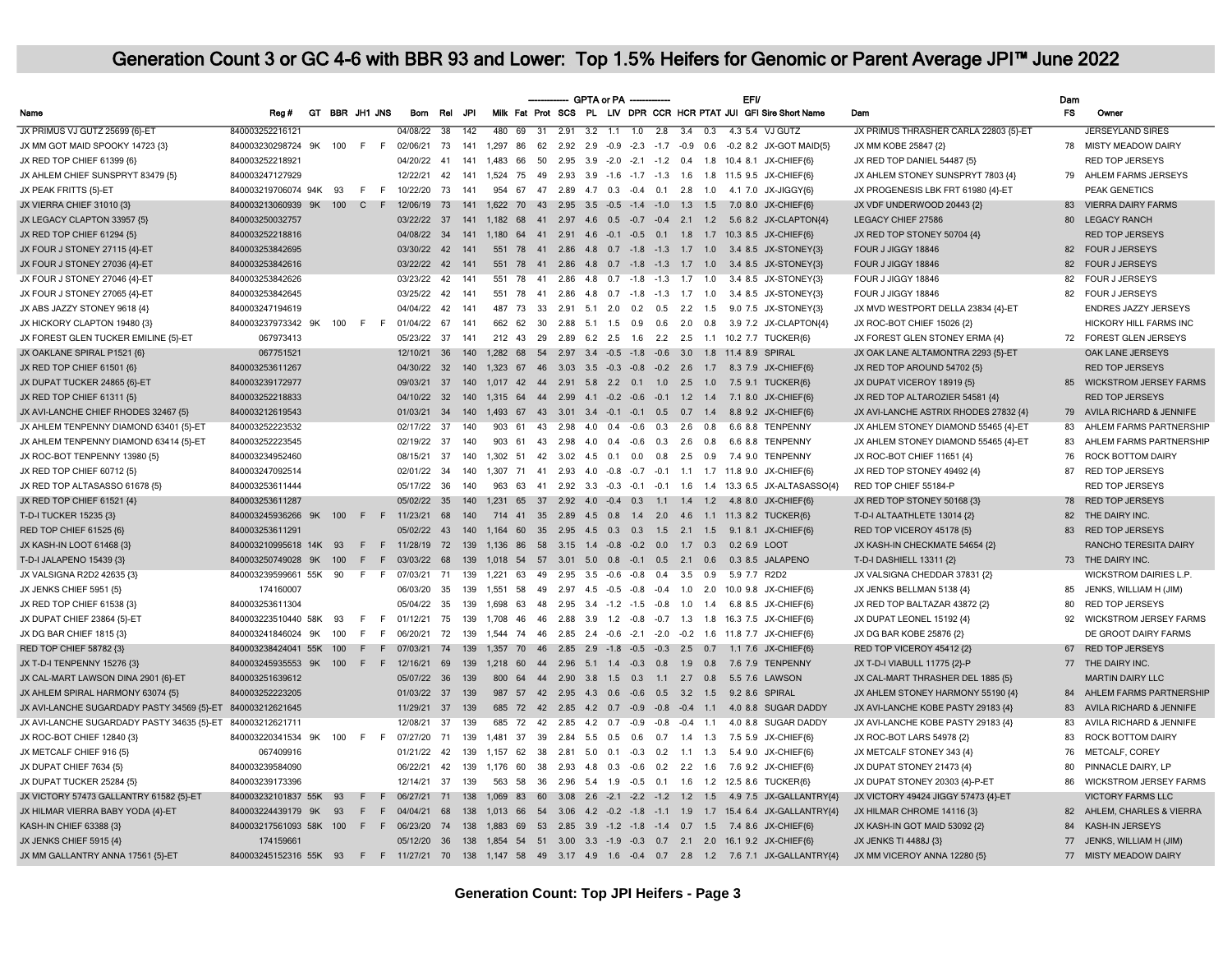# Generation Count 3 or GC 4-6 with BBR 93 and Lower: Top 1.5% Heifers for Genomic or Parent Average JPI™ June 2022

| Name | Reg # | GT | BBR | JH1 | JNS | Born | Rel | JPI | Milk | Fat | Prot | SCS | PL | LIV | DPR | CCR | HCR | PTAT | JUI | EFI | GFI | Sire Short Name | Dam | Dam FS | Owner |
|---|---|---|---|---|---|---|---|---|---|---|---|---|---|---|---|---|---|---|---|---|---|---|---|---|---|
| | | | | | | | | | GPTA or PA | | | | | | | | | | | EFI/ | | | | | |
| JX PRIMUS VJ GUTZ 25699 {6}-ET | 840003252216121 | | | | | 04/08/22 | 38 | 142 | 480 | 69 | 31 | 2.91 | 3.2 | 1.1 | 1.0 | 2.8 | 3.4 | 0.3 | | 4.3 | 5.4 | VJ GUTZ | JX PRIMUS THRASHER CARLA 22803 {5}-ET | | JERSEYLAND SIRES |
| JX MM GOT MAID SPOOKY 14723 {3} | 840003230298724 | 9K | 100 | F | F | 02/06/21 | 73 | 141 | 1,297 | 86 | 62 | 2.92 | 2.9 | -0.9 | -2.3 | -1.7 | -0.9 | 0.6 | | -0.2 | 8.2 | JX-GOT MAID{5} | JX MM KOBE 25847 {2} | 78 | MISTY MEADOW DAIRY |
| JX RED TOP CHIEF 61399 {6} | 840003252218921 | | | | | 04/20/22 | 41 | 141 | 1,483 | 66 | 50 | 2.95 | 3.9 | -2.0 | -2.1 | -1.2 | 0.4 | 1.8 | | 10.4 | 8.1 | JX-CHIEF{6} | JX RED TOP DANIEL 54487 {5} | | RED TOP JERSEYS |
| JX AHLEM CHIEF SUNSPRYT 83479 {5} | 840003247127929 | | | | | 12/22/21 | 42 | 141 | 1,524 | 75 | 49 | 2.93 | 3.9 | -1.6 | -1.7 | -1.3 | 1.6 | 1.8 | | 11.5 | 9.5 | JX-CHIEF{6} | JX AHLEM STONEY SUNSPRYT 7803 {4} | 79 | AHLEM FARMS JERSEYS |
| JX PEAK FRITTS {5}-ET | 840003219706074 | 94K | 93 | F | F | 10/22/20 | 73 | 141 | 954 | 67 | 47 | 2.89 | 4.7 | 0.3 | -0.4 | 0.1 | 2.8 | 1.0 | | 4.1 | 7.0 | JX-JIGGY{6} | JX PROGENESIS LBK FRT 61980 {4}-ET | | PEAK GENETICS |
| JX VIERRA CHIEF 31010 {3} | 840003213060939 | 9K | 100 | C | F | 12/06/19 | 73 | 141 | 1,622 | 70 | 43 | 2.95 | 3.5 | -0.5 | -1.4 | -1.0 | 1.3 | 1.5 | | 7.0 | 8.0 | JX-CHIEF{6} | JX VDF UNDERWOOD 20443 {2} | 83 | VIERRA DAIRY FARMS |
| JX LEGACY CLAPTON 33957 {5} | 840003250032757 | | | | | 03/22/22 | 37 | 141 | 1,182 | 68 | 41 | 2.97 | 4.6 | 0.5 | -0.7 | -0.4 | 2.1 | 1.2 | | 5.6 | 8.2 | JX-CLAPTON{4} | LEGACY CHIEF 27586 | 80 | LEGACY RANCH |
| JX RED TOP CHIEF 61294 {5} | 840003252218816 | | | | | 04/08/22 | 34 | 141 | 1,180 | 64 | 41 | 2.91 | 4.6 | -0.1 | -0.5 | 0.1 | 1.8 | 1.7 | | 10.3 | 8.5 | JX-CHIEF{6} | JX RED TOP STONEY 50704 {4} | | RED TOP JERSEYS |
| JX FOUR J STONEY 27115 {4}-ET | 840003253842695 | | | | | 03/30/22 | 42 | 141 | 551 | 78 | 41 | 2.86 | 4.8 | 0.7 | -1.8 | -1.3 | 1.7 | 1.0 | | 3.4 | 8.5 | JX-STONEY{3} | FOUR J JIGGY 18846 | 82 | FOUR J JERSEYS |
| JX FOUR J STONEY 27036 {4}-ET | 840003253842616 | | | | | 03/22/22 | 42 | 141 | 551 | 78 | 41 | 2.86 | 4.8 | 0.7 | -1.8 | -1.3 | 1.7 | 1.0 | | 3.4 | 8.5 | JX-STONEY{3} | FOUR J JIGGY 18846 | 82 | FOUR J JERSEYS |
| JX FOUR J STONEY 27046 {4}-ET | 840003253842626 | | | | | 03/23/22 | 42 | 141 | 551 | 78 | 41 | 2.86 | 4.8 | 0.7 | -1.8 | -1.3 | 1.7 | 1.0 | | 3.4 | 8.5 | JX-STONEY{3} | FOUR J JIGGY 18846 | 82 | FOUR J JERSEYS |
| JX FOUR J STONEY 27065 {4}-ET | 840003253842645 | | | | | 03/25/22 | 42 | 141 | 551 | 78 | 41 | 2.86 | 4.8 | 0.7 | -1.8 | -1.3 | 1.7 | 1.0 | | 3.4 | 8.5 | JX-STONEY{3} | FOUR J JIGGY 18846 | 82 | FOUR J JERSEYS |
| JX ABS JAZZY STONEY 9618 {4} | 840003247194619 | | | | | 04/04/22 | 42 | 141 | 487 | 73 | 33 | 2.91 | 5.1 | 2.0 | 0.2 | 0.5 | 2.2 | 1.5 | | 9.0 | 7.5 | JX-STONEY{3} | JX MVD WESTPORT DELLA 23834 {4}-ET | | ENDRES JAZZY JERSEYS |
| JX HICKORY CLAPTON 19480 {3} | 840003237973342 | 9K | 100 | F | F | 01/04/22 | 67 | 141 | 662 | 62 | 30 | 2.88 | 5.1 | 1.5 | 0.9 | 0.6 | 2.0 | 0.8 | | 3.9 | 7.2 | JX-CLAPTON{4} | JX ROC-BOT CHIEF 15026 {2} | | HICKORY HILL FARMS INC |
| JX FOREST GLEN TUCKER EMILINE {5}-ET | 067973413 | | | | | 05/23/22 | 37 | 141 | 212 | 43 | 29 | 2.89 | 6.2 | 2.5 | 1.6 | 2.2 | 2.5 | 1.1 | | 10.2 | 7.7 | TUCKER{6} | JX FOREST GLEN STONEY ERMA {4} | 72 | FOREST GLEN JERSEYS |
| JX OAKLANE SPIRAL P1521 {6} | 067751521 | | | | | 12/10/21 | 36 | 140 | 1,282 | 68 | 54 | 2.97 | 3.4 | -0.5 | -1.8 | -0.6 | 3.0 | 1.8 | | 11.4 | 8.9 | SPIRAL | JX OAK LANE ALTAMONTRA 2293 {5}-ET | | OAK LANE JERSEYS |
| JX RED TOP CHIEF 61501 {6} | 840003253611267 | | | | | 04/30/22 | 32 | 140 | 1,323 | 67 | 46 | 3.03 | 3.5 | -0.3 | -0.8 | -0.2 | 2.6 | 1.7 | | 8.3 | 7.9 | JX-CHIEF{6} | JX RED TOP AROUND 54702 {5} | | RED TOP JERSEYS |
| JX DUPAT TUCKER 24865 {6}-ET | 840003239172977 | | | | | 09/03/21 | 37 | 140 | 1,017 | 42 | 44 | 2.91 | 5.8 | 2.2 | 0.1 | 1.0 | 2.5 | 1.0 | | 7.5 | 9.1 | TUCKER{6} | JX DUPAT VICEROY 18919 {5} | 85 | WICKSTROM JERSEY FARMS |
| JX RED TOP CHIEF 61311 {5} | 840003252218833 | | | | | 04/10/22 | 32 | 140 | 1,315 | 64 | 44 | 2.99 | 4.1 | -0.2 | -0.6 | -0.1 | 1.2 | 1.4 | | 7.1 | 8.0 | JX-CHIEF{6} | JX RED TOP ALTAROZIER 54581 {4} | | RED TOP JERSEYS |
| JX AVI-LANCHE CHIEF RHODES 32467 {5} | 840003212619543 | | | | | 01/03/21 | 34 | 140 | 1,493 | 67 | 43 | 3.01 | 3.4 | -0.1 | -0.1 | 0.5 | 0.7 | 1.4 | | 8.8 | 9.2 | JX-CHIEF{6} | JX AVI-LANCHE ASTRIX RHODES 27832 {4} | 79 | AVILA RICHARD & JENNIFE |
| JX AHLEM TENPENNY DIAMOND 63401 {5}-ET | 840003252223532 | | | | | 02/17/22 | 37 | 140 | 903 | 61 | 43 | 2.98 | 4.0 | 0.4 | -0.6 | 0.3 | 2.6 | 0.8 | | 6.6 | 8.8 | TENPENNY | JX AHLEM STONEY DIAMOND 55465 {4}-ET | 83 | AHLEM FARMS PARTNERSHIP |
| JX AHLEM TENPENNY DIAMOND 63414 {5}-ET | 840003252223545 | | | | | 02/19/22 | 37 | 140 | 903 | 61 | 43 | 2.98 | 4.0 | 0.4 | -0.6 | 0.3 | 2.6 | 0.8 | | 6.6 | 8.8 | TENPENNY | JX AHLEM STONEY DIAMOND 55465 {4}-ET | 83 | AHLEM FARMS PARTNERSHIP |
| JX ROC-BOT TENPENNY 13980 {5} | 840003234952460 | | | | | 08/15/21 | 37 | 140 | 1,302 | 51 | 42 | 3.02 | 4.5 | 0.1 | 0.0 | 0.8 | 2.5 | 0.9 | | 7.4 | 9.0 | TENPENNY | JX ROC-BOT CHIEF 11651 {4} | 76 | ROCK BOTTOM DAIRY |
| JX RED TOP CHIEF 60712 {5} | 840003247092514 | | | | | 02/01/22 | 34 | 140 | 1,307 | 71 | 41 | 2.93 | 4.0 | -0.8 | -0.7 | -0.1 | 1.1 | 1.7 | | 11.8 | 9.0 | JX-CHIEF{6} | JX RED TOP STONEY 49492 {4} | 87 | RED TOP JERSEYS |
| JX RED TOP ALTASASSO 61678 {5} | 840003253611444 | | | | | 05/17/22 | 36 | 140 | 963 | 63 | 41 | 2.92 | 3.3 | -0.3 | -0.1 | -0.1 | 1.6 | 1.4 | | 13.3 | 6.5 | JX-ALTASASSO{4} | RED TOP CHIEF 55184-P | | RED TOP JERSEYS |
| JX RED TOP CHIEF 61521 {4} | 840003253611287 | | | | | 05/02/22 | 35 | 140 | 1,231 | 65 | 37 | 2.92 | 4.0 | -0.4 | 0.3 | 1.1 | 1.4 | 1.2 | | 4.8 | 8.0 | JX-CHIEF{6} | JX RED TOP STONEY 50168 {3} | 78 | RED TOP JERSEYS |
| T-D-I TUCKER 15235 {3} | 840003245936266 | 9K | 100 | F | F | 11/23/21 | 68 | 140 | 714 | 41 | 35 | 2.89 | 4.5 | 0.8 | 1.4 | 2.0 | 4.6 | 1.1 | | 11.3 | 8.2 | TUCKER{6} | T-D-I ALTAATHLETE 13014 {2} | 82 | THE DAIRY INC. |
| RED TOP CHIEF 61525 {6} | 840003253611291 | | | | | 05/02/22 | 43 | 140 | 1,164 | 60 | 35 | 2.95 | 4.5 | 0.3 | 0.3 | 1.5 | 2.1 | 1.5 | | 9.1 | 8.1 | JX-CHIEF{6} | RED TOP VICEROY 45178 {5} | 83 | RED TOP JERSEYS |
| JX KASH-IN LOOT 61468 {3} | 840003210995618 | 14K | 93 | F | F | 11/28/19 | 72 | 139 | 1,136 | 86 | 58 | 3.15 | 1.4 | -0.8 | -0.2 | 0.0 | 1.7 | 0.3 | | 0.2 | 6.9 | LOOT | JX KASH-IN CHECKMATE 54654 {2} | | RANCHO TERESITA DAIRY |
| T-D-I JALAPENO 15439 {3} | 840003250749028 | 9K | 100 | F | F | 03/03/22 | 68 | 139 | 1,018 | 54 | 57 | 3.01 | 5.0 | 0.8 | -0.1 | 0.5 | 2.1 | 0.6 | | 0.3 | 8.5 | JALAPENO | T-D-I DASHIELL 13311 {2} | 73 | THE DAIRY INC. |
| JX VALSIGNA R2D2 42635 {3} | 840003239599661 | 55K | 90 | F | F | 07/03/21 | 71 | 139 | 1,221 | 63 | 49 | 2.95 | 3.5 | -0.6 | -0.8 | 0.4 | 3.5 | 0.9 | | 5.9 | 7.7 | R2D2 | JX VALSIGNA CHEDDAR 37831 {2} | | WICKSTROM DAIRIES L.P. |
| JX JENKS CHIEF 5951 {5} | 174160007 | | | | | 06/03/20 | 35 | 139 | 1,551 | 58 | 49 | 2.97 | 4.5 | -0.5 | -0.8 | -0.4 | 1.0 | 2.0 | | 10.0 | 9.8 | JX-CHIEF{6} | JX JENKS BELLMAN 5138 {4} | 85 | JENKS, WILLIAM H (JIM) |
| JX RED TOP CHIEF 61538 {3} | 840003253611304 | | | | | 05/04/22 | 35 | 139 | 1,698 | 63 | 48 | 2.95 | 3.4 | -1.2 | -1.5 | -0.8 | 1.0 | 1.4 | | 6.8 | 8.5 | JX-CHIEF{6} | JX RED TOP BALTAZAR 43872 {2} | 80 | RED TOP JERSEYS |
| JX DUPAT CHIEF 23864 {5}-ET | 840003223510440 | 58K | 93 | F | F | 01/12/21 | 75 | 139 | 1,708 | 46 | 46 | 2.88 | 3.9 | 1.2 | -0.8 | -0.7 | 1.3 | 1.8 | | 16.3 | 7.5 | JX-CHIEF{6} | JX DUPAT LEONEL 15192 {4} | 92 | WICKSTROM JERSEY FARMS |
| JX DG BAR CHIEF 1815 {3} | 840003241846024 | 9K | 100 | F | F | 06/20/21 | 72 | 139 | 1,544 | 74 | 46 | 2.85 | 2.4 | -0.6 | -2.1 | -2.0 | -0.2 | 1.6 | | 11.8 | 7.7 | JX-CHIEF{6} | JX DG BAR KOBE 25876 {2} | | DE GROOT DAIRY FARMS |
| RED TOP CHIEF 58782 {3} | 840003238424041 | 55K | 100 | F | F | 07/03/21 | 74 | 139 | 1,357 | 70 | 46 | 2.85 | 2.9 | -1.8 | -0.5 | -0.3 | 2.5 | 0.7 | | 1.1 | 7.6 | JX-CHIEF{6} | RED TOP VICEROY 45412 {2} | 67 | RED TOP JERSEYS |
| JX T-D-I TENPENNY 15276 {3} | 840003245935553 | 9K | 100 | F | F | 12/16/21 | 69 | 139 | 1,218 | 60 | 44 | 2.96 | 5.1 | 1.4 | -0.3 | 0.8 | 1.9 | 0.8 | | 7.6 | 7.9 | TENPENNY | JX T-D-I VIABULL 11775 {2}-P | 77 | THE DAIRY INC. |
| JX CAL-MART LAWSON DINA 2901 {6}-ET | 840003251639612 | | | | | 05/07/22 | 36 | 139 | 800 | 64 | 44 | 2.90 | 3.8 | 1.5 | 0.3 | 1.1 | 2.7 | 0.8 | | 5.5 | 7.6 | LAWSON | JX CAL-MART THRASHER DEL 1885 {5} | | MARTIN DAIRY LLC |
| JX AHLEM SPIRAL HARMONY 63074 {5} | 840003252223205 | | | | | 01/03/22 | 37 | 139 | 987 | 57 | 42 | 2.95 | 4.3 | 0.6 | -0.6 | 0.5 | 3.2 | 1.5 | | 9.2 | 8.6 | SPIRAL | JX AHLEM STONEY HARMONY 55190 {4} | 84 | AHLEM FARMS PARTNERSHIP |
| JX AVI-LANCHE SUGARDADY PASTY 34569 {5}-ET | 840003212621645 | | | | | 11/29/21 | 37 | 139 | 685 | 72 | 42 | 2.85 | 4.2 | 0.7 | -0.9 | -0.8 | -0.4 | 1.1 | | 4.0 | 8.8 | SUGAR DADDY | JX AVI-LANCHE KOBE PASTY 29183 {4} | 83 | AVILA RICHARD & JENNIFE |
| JX AVI-LANCHE SUGARDADY PASTY 34635 {5}-ET | 840003212621711 | | | | | 12/08/21 | 37 | 139 | 685 | 72 | 42 | 2.85 | 4.2 | 0.7 | -0.9 | -0.8 | -0.4 | 1.1 | | 4.0 | 8.8 | SUGAR DADDY | JX AVI-LANCHE KOBE PASTY 29183 {4} | 83 | AVILA RICHARD & JENNIFE |
| JX ROC-BOT CHIEF 12840 {3} | 840003220341534 | 9K | 100 | F | F | 07/27/20 | 71 | 139 | 1,481 | 37 | 39 | 2.84 | 5.5 | 0.5 | 0.6 | 0.7 | 1.4 | 1.3 | | 7.5 | 5.9 | JX-CHIEF{6} | JX ROC-BOT LARS 54978 {2} | 83 | ROCK BOTTOM DAIRY |
| JX METCALF CHIEF 916 {5} | 067409916 | | | | | 01/21/22 | 42 | 139 | 1,157 | 62 | 38 | 2.81 | 5.0 | 0.1 | -0.3 | 0.2 | 1.1 | 1.3 | | 5.4 | 9.0 | JX-CHIEF{6} | JX METCALF STONEY 343 {4} | 76 | METCALF, COREY |
| JX DUPAT CHIEF 7634 {5} | 840003239584090 | | | | | 06/22/21 | 42 | 139 | 1,176 | 60 | 38 | 2.93 | 4.8 | 0.3 | -0.6 | 0.2 | 2.2 | 1.6 | | 7.6 | 9.2 | JX-CHIEF{6} | JX DUPAT STONEY 21473 {4} | 80 | PINNACLE DAIRY, LP |
| JX DUPAT TUCKER 25284 {5} | 840003239173396 | | | | | 12/14/21 | 37 | 139 | 563 | 58 | 36 | 2.96 | 5.4 | 1.9 | -0.5 | 0.1 | 1.6 | 1.2 | | 12.5 | 8.6 | TUCKER{6} | JX DUPAT STONEY 20303 {4}-P-ET | 86 | WICKSTROM JERSEY FARMS |
| JX VICTORY 57473 GALLANTRY 61582 {5}-ET | 840003232101837 | 55K | 93 | F | F | 06/27/21 | 71 | 138 | 1,069 | 83 | 60 | 3.08 | 2.6 | -2.1 | -2.2 | -1.2 | 1.2 | 1.5 | | 4.9 | 7.5 | JX-GALLANTRY{4} | JX VICTORY 49424 JIGGY 57473 {4}-ET | | VICTORY FARMS LLC |
| JX HILMAR VIERRA BABY YODA {4}-ET | 840003224439179 | 9K | 93 | F | F | 04/04/21 | 68 | 138 | 1,013 | 66 | 54 | 3.06 | 4.2 | -0.2 | -1.8 | -1.1 | 1.9 | 1.7 | | 15.4 | 6.4 | JX-GALLANTRY{4} | JX HILMAR CHROME 14116 {3} | 82 | AHLEM, CHARLES & VIERRA |
| KASH-IN CHIEF 63388 {3} | 840003217561093 | 58K | 100 | F | F | 06/23/20 | 74 | 138 | 1,883 | 69 | 53 | 2.85 | 3.9 | -1.2 | -1.8 | -1.4 | 0.7 | 1.5 | | 7.4 | 8.6 | JX-CHIEF{6} | JX KASH-IN GOT MAID 53092 {2} | 84 | KASH-IN JERSEYS |
| JX JENKS CHIEF 5915 {4} | 174159661 | | | | | 05/12/20 | 36 | 138 | 1,854 | 54 | 51 | 3.00 | 3.3 | -1.9 | -0.3 | 0.7 | 2.1 | 2.0 | | 16.1 | 9.2 | JX-CHIEF{6} | JX JENKS TI 4488J {3} | 77 | JENKS, WILLIAM H (JIM) |
| JX MM GALLANTRY ANNA 17561 {5}-ET | 840003245152316 | 55K | 93 | F | F | 11/27/21 | 70 | 138 | 1,147 | 58 | 49 | 3.17 | 4.9 | 1.6 | -0.4 | 0.7 | 2.8 | 1.2 | | 7.6 | 7.1 | JX-GALLANTRY{4} | JX MM VICEROY ANNA 12280 {5} | 77 | MISTY MEADOW DAIRY |

**Generation Count: Top JPI Heifers - Page 3**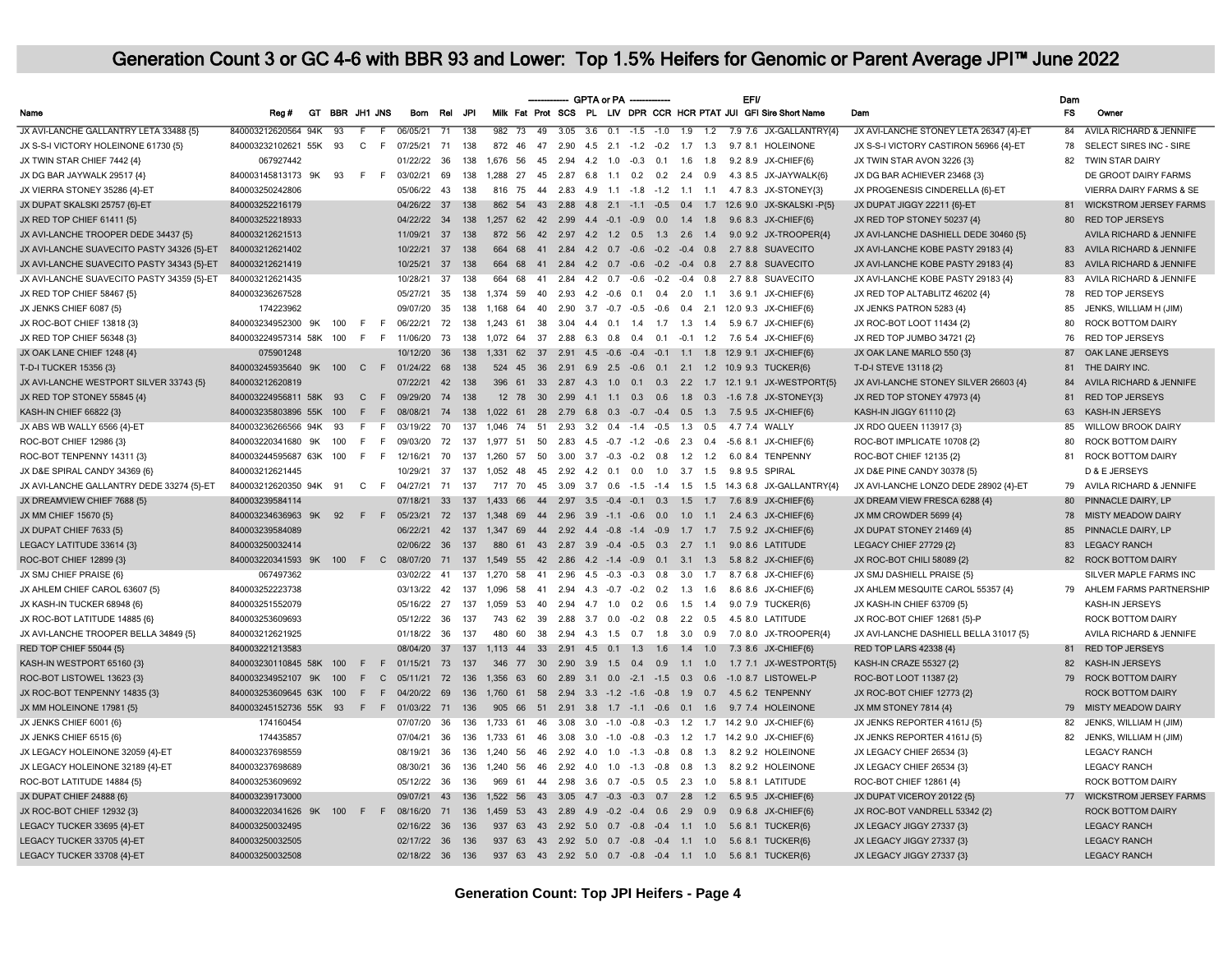# Generation Count 3 or GC 4-6 with BBR 93 and Lower: Top 1.5% Heifers for Genomic or Parent Average JPI™ June 2022

| Name | Reg # | GT | BBR | JH1 | JNS | Born | Rel | JPI | Milk | Fat | Prot | SCS | PL | LIV | DPR | CCR | HCR | PTAT | EFI/ JUI | GFI | Sire Short Name | Dam | Dam FS | Owner |
|---|---|---|---|---|---|---|---|---|---|---|---|---|---|---|---|---|---|---|---|---|---|---|---|---|
| | | | | | | | | | ------------- | GPTA or PA | ------------- | | | | | | | | | | | | | |
| JX AVI-LANCHE GALLANTRY LETA 33488 {5} | 840003212620564 | 94K | 93 | F | F | 06/05/21 | 71 | 138 | 982 | 73 | 49 | 3.05 | 3.6 | 0.1 | -1.5 | -1.0 | 1.9 | 1.2 | 7.9 | 7.6 | JX-GALLANTRY{4} | JX AVI-LANCHE STONEY LETA 26347 {4}-ET | 84 | AVILA RICHARD & JENNIFE |
| JX S-S-I VICTORY HOLEINONE 61730 {5} | 840003232102621 | 55K | 93 | C | F | 07/25/21 | 71 | 138 | 872 | 46 | 47 | 2.90 | 4.5 | 2.1 | -1.2 | -0.2 | 1.7 | 1.3 | 9.7 | 8.1 | HOLEINONE | JX S-S-I VICTORY CASTIRON 56966 {4}-ET | 78 | SELECT SIRES INC - SIRE |
| JX TWIN STAR CHIEF 7442 {4} | 067927442 | | | | | 01/22/22 | 36 | 138 | 1,676 | 56 | 45 | 2.94 | 4.2 | 1.0 | -0.3 | 0.1 | 1.6 | 1.8 | 9.2 | 8.9 | JX-CHIEF{6} | JX TWIN STAR AVON 3226 {3} | 82 | TWIN STAR DAIRY |
| JX DG BAR JAYWALK 29517 {4} | 840003145813173 | 9K | 93 | F | F | 03/02/21 | 69 | 138 | 1,288 | 27 | 45 | 2.87 | 6.8 | 1.1 | 0.2 | 0.2 | 2.4 | 0.9 | 4.3 | 8.5 | JX-JAYWALK{6} | JX DG BAR ACHIEVER 23468 {3} | | DE GROOT DAIRY FARMS |
| JX VIERRA STONEY 35286 {4}-ET | 840003250242806 | | | | | 05/06/22 | 43 | 138 | 816 | 75 | 44 | 2.83 | 4.9 | 1.1 | -1.8 | -1.2 | 1.1 | 1.1 | 4.7 | 8.3 | JX-STONEY{3} | JX PROGENESIS CINDERELLA {6}-ET | | VIERRA DAIRY FARMS & SE |
| JX DUPAT SKALSKI 25757 {6}-ET | 840003252216179 | | | | | 04/26/22 | 37 | 138 | 862 | 54 | 43 | 2.88 | 4.8 | 2.1 | -1.1 | -0.5 | 0.4 | 1.7 | 12.6 | 9.0 | JX-SKALSKI -P{5} | JX DUPAT JIGGY 22211 {6}-ET | 81 | WICKSTROM JERSEY FARMS |
| JX RED TOP CHIEF 61411 {5} | 840003252218933 | | | | | 04/22/22 | 34 | 138 | 1,257 | 62 | 42 | 2.99 | 4.4 | -0.1 | -0.9 | 0.0 | 1.4 | 1.8 | 9.6 | 8.3 | JX-CHIEF{6} | JX RED TOP STONEY 50237 {4} | 80 | RED TOP JERSEYS |
| JX AVI-LANCHE TROOPER DEDE 34437 {5} | 840003212621513 | | | | | 11/09/21 | 37 | 138 | 872 | 56 | 42 | 2.97 | 4.2 | 1.2 | 0.5 | 1.3 | 2.6 | 1.4 | 9.0 | 9.2 | JX-TROOPER{4} | JX AVI-LANCHE DASHIELL DEDE 30460 {5} | | AVILA RICHARD & JENNIFE |
| JX AVI-LANCHE SUAVECITO PASTY 34326 {5}-ET | 840003212621402 | | | | | 10/22/21 | 37 | 138 | 664 | 68 | 41 | 2.84 | 4.2 | 0.7 | -0.6 | -0.2 | -0.4 | 0.8 | 2.7 | 8.8 | SUAVECITO | JX AVI-LANCHE KOBE PASTY 29183 {4} | 83 | AVILA RICHARD & JENNIFE |
| JX AVI-LANCHE SUAVECITO PASTY 34343 {5}-ET | 840003212621419 | | | | | 10/25/21 | 37 | 138 | 664 | 68 | 41 | 2.84 | 4.2 | 0.7 | -0.6 | -0.2 | -0.4 | 0.8 | 2.7 | 8.8 | SUAVECITO | JX AVI-LANCHE KOBE PASTY 29183 {4} | 83 | AVILA RICHARD & JENNIFE |
| JX AVI-LANCHE SUAVECITO PASTY 34359 {5}-ET | 840003212621435 | | | | | 10/28/21 | 37 | 138 | 664 | 68 | 41 | 2.84 | 4.2 | 0.7 | -0.6 | -0.2 | -0.4 | 0.8 | 2.7 | 8.8 | SUAVECITO | JX AVI-LANCHE KOBE PASTY 29183 {4} | 83 | AVILA RICHARD & JENNIFE |
| JX RED TOP CHIEF 58467 {5} | 840003236267528 | | | | | 05/27/21 | 35 | 138 | 1,374 | 59 | 40 | 2.93 | 4.2 | -0.6 | 0.1 | 0.4 | 2.0 | 1.1 | 3.6 | 9.1 | JX-CHIEF{6} | JX RED TOP ALTABLITZ 46202 {4} | 78 | RED TOP JERSEYS |
| JX JENKS CHIEF 6087 {5} | 174223962 | | | | | 09/07/20 | 35 | 138 | 1,168 | 64 | 40 | 2.90 | 3.7 | -0.7 | -0.5 | -0.6 | 0.4 | 2.1 | 12.0 | 9.3 | JX-CHIEF{6} | JX JENKS PATRON 5283 {4} | 85 | JENKS, WILLIAM H (JIM) |
| JX ROC-BOT CHIEF 13818 {3} | 840003234952300 | 9K | 100 | F | F | 06/22/21 | 72 | 138 | 1,243 | 61 | 38 | 3.04 | 4.4 | 0.1 | 1.4 | 1.7 | 1.3 | 1.4 | 5.9 | 6.7 | JX-CHIEF{6} | JX ROC-BOT LOOT 11434 {2} | 80 | ROCK BOTTOM DAIRY |
| JX RED TOP CHIEF 56348 {3} | 840003224957314 | 58K | 100 | F | F | 11/06/20 | 73 | 138 | 1,072 | 64 | 37 | 2.88 | 6.3 | 0.8 | 0.4 | 0.1 | -0.1 | 1.2 | 7.6 | 5.4 | JX-CHIEF{6} | JX RED TOP JUMBO 34721 {2} | 76 | RED TOP JERSEYS |
| JX OAK LANE CHIEF 1248 {4} | 075901248 | | | | | 10/12/20 | 36 | 138 | 1,331 | 62 | 37 | 2.91 | 4.5 | -0.6 | -0.4 | -0.1 | 1.1 | 1.8 | 12.9 | 9.1 | JX-CHIEF{6} | JX OAK LANE MARLO 550 {3} | 87 | OAK LANE JERSEYS |
| T-D-I TUCKER 15356 {3} | 840003245935640 | 9K | 100 | C | F | 01/24/22 | 68 | 138 | 524 | 45 | 36 | 2.91 | 6.9 | 2.5 | -0.6 | 0.1 | 2.1 | 1.2 | 10.9 | 9.3 | TUCKER{6} | T-D-I STEVE 13118 {2} | 81 | THE DAIRY INC. |
| JX AVI-LANCHE WESTPORT SILVER 33743 {5} | 840003212620819 | | | | | 07/22/21 | 42 | 138 | 396 | 61 | 33 | 2.87 | 4.3 | 1.0 | 0.1 | 0.3 | 2.2 | 1.7 | 12.1 | 9.1 | JX-WESTPORT{5} | JX AVI-LANCHE STONEY SILVER 26603 {4} | 84 | AVILA RICHARD & JENNIFE |
| JX RED TOP STONEY 55845 {4} | 840003224956811 | 58K | 93 | C | F | 09/29/20 | 74 | 138 | 12 | 78 | 30 | 2.99 | 4.1 | 1.1 | 0.3 | 0.6 | 1.8 | 0.3 | -1.6 | 7.8 | JX-STONEY{3} | JX RED TOP STONEY 47973 {4} | 81 | RED TOP JERSEYS |
| KASH-IN CHIEF 66822 {3} | 840003235803896 | 55K | 100 | F | F | 08/08/21 | 74 | 138 | 1,022 | 61 | 28 | 2.79 | 6.8 | 0.3 | -0.7 | -0.4 | 0.5 | 1.3 | 7.5 | 9.5 | JX-CHIEF{6} | KASH-IN JIGGY 61110 {2} | 63 | KASH-IN JERSEYS |
| JX ABS WB WALLY 6566 {4}-ET | 840003236266566 | 94K | 93 | F | F | 03/19/22 | 70 | 137 | 1,046 | 74 | 51 | 2.93 | 3.2 | 0.4 | -1.4 | -0.5 | 1.3 | 0.5 | 4.7 | 7.4 | WALLY | JX RDO QUEEN 113917 {3} | 85 | WILLOW BROOK DAIRY |
| ROC-BOT CHIEF 12986 {3} | 840003220341680 | 9K | 100 | F | F | 09/03/20 | 72 | 137 | 1,977 | 51 | 50 | 2.83 | 4.5 | -0.7 | -1.2 | -0.6 | 2.3 | 0.4 | -5.6 | 8.1 | JX-CHIEF{6} | ROC-BOT IMPLICATE 10708 {2} | 80 | ROCK BOTTOM DAIRY |
| ROC-BOT TENPENNY 14311 {3} | 840003244595687 | 63K | 100 | F | F | 12/16/21 | 70 | 137 | 1,260 | 57 | 50 | 3.00 | 3.7 | -0.3 | -0.2 | 0.8 | 1.2 | 1.2 | 6.0 | 8.4 | TENPENNY | ROC-BOT CHIEF 12135 {2} | 81 | ROCK BOTTOM DAIRY |
| JX D&E SPIRAL CANDY 34369 {6} | 840003212621445 | | | | | 10/29/21 | 37 | 137 | 1,052 | 48 | 45 | 2.92 | 4.2 | 0.1 | 0.0 | 1.0 | 3.7 | 1.5 | 9.8 | 9.5 | SPIRAL | JX D&E PINE CANDY 30378 {5} | | D & E JERSEYS |
| JX AVI-LANCHE GALLANTRY DEDE 33274 {5}-ET | 840003212620350 | 94K | 91 | C | F | 04/27/21 | 71 | 137 | 717 | 70 | 45 | 3.09 | 3.7 | 0.6 | -1.5 | -1.4 | 1.5 | 1.5 | 14.3 | 6.8 | JX-GALLANTRY{4} | JX AVI-LANCHE LONZO DEDE 28902 {4}-ET | 79 | AVILA RICHARD & JENNIFE |
| JX DREAMVIEW CHIEF 7688 {5} | 840003239584114 | | | | | 07/18/21 | 33 | 137 | 1,433 | 66 | 44 | 2.97 | 3.5 | -0.4 | -0.1 | 0.3 | 1.5 | 1.7 | 7.6 | 8.9 | JX-CHIEF{6} | JX DREAM VIEW FRESCA 6288 {4} | 80 | PINNACLE DAIRY, LP |
| JX MM CHIEF 15670 {5} | 840003234636963 | 9K | 92 | F | F | 05/23/21 | 72 | 137 | 1,348 | 69 | 44 | 2.96 | 3.9 | -1.1 | -0.6 | 0.0 | 1.0 | 1.1 | 2.4 | 6.3 | JX-CHIEF{6} | JX MM CROWDER 5699 {4} | 78 | MISTY MEADOW DAIRY |
| JX DUPAT CHIEF 7633 {5} | 840003239584089 | | | | | 06/22/21 | 42 | 137 | 1,347 | 69 | 44 | 2.92 | 4.4 | -0.8 | -1.4 | -0.9 | 1.7 | 1.7 | 7.5 | 9.2 | JX-CHIEF{6} | JX DUPAT STONEY 21469 {4} | 85 | PINNACLE DAIRY, LP |
| LEGACY LATITUDE 33614 {3} | 840003250032414 | | | | | 02/06/22 | 36 | 137 | 880 | 61 | 43 | 2.87 | 3.9 | -0.4 | -0.5 | 0.3 | 2.7 | 1.1 | 9.0 | 8.6 | LATITUDE | LEGACY CHIEF 27729 {2} | 83 | LEGACY RANCH |
| ROC-BOT CHIEF 12899 {3} | 840003220341593 | 9K | 100 | F | C | 08/07/20 | 71 | 137 | 1,549 | 55 | 42 | 2.86 | 4.2 | -1.4 | -0.9 | 0.1 | 3.1 | 1.3 | 5.8 | 8.2 | JX-CHIEF{6} | JX ROC-BOT CHILI 58089 {2} | 82 | ROCK BOTTOM DAIRY |
| JX SMJ CHIEF PRAISE {6} | 067497362 | | | | | 03/02/22 | 41 | 137 | 1,270 | 58 | 41 | 2.96 | 4.5 | -0.3 | -0.3 | 0.8 | 3.0 | 1.7 | 8.7 | 6.8 | JX-CHIEF{6} | JX SMJ DASHIELL PRAISE {5} | | SILVER MAPLE FARMS INC |
| JX AHLEM CHIEF CAROL 63607 {5} | 840003252223738 | | | | | 03/13/22 | 42 | 137 | 1,096 | 58 | 41 | 2.94 | 4.3 | -0.7 | -0.2 | 0.2 | 1.3 | 1.6 | 8.6 | 8.6 | JX-CHIEF{6} | JX AHLEM MESQUITE CAROL 55357 {4} | 79 | AHLEM FARMS PARTNERSHIP |
| JX KASH-IN TUCKER 68948 {6} | 840003251552079 | | | | | 05/16/22 | 27 | 137 | 1,059 | 53 | 40 | 2.94 | 4.7 | 1.0 | 0.2 | 0.6 | 1.5 | 1.4 | 9.0 | 7.9 | TUCKER{6} | JX KASH-IN CHIEF 63709 {5} | | KASH-IN JERSEYS |
| JX ROC-BOT LATITUDE 14885 {6} | 840003253609693 | | | | | 05/12/22 | 36 | 137 | 743 | 62 | 39 | 2.88 | 3.7 | 0.0 | -0.2 | 0.8 | 2.2 | 0.5 | 4.5 | 8.0 | LATITUDE | JX ROC-BOT CHIEF 12681 {5}-P | | ROCK BOTTOM DAIRY |
| JX AVI-LANCHE TROOPER BELLA 34849 {5} | 840003212621925 | | | | | 01/18/22 | 36 | 137 | 480 | 60 | 38 | 2.94 | 4.3 | 1.5 | 0.7 | 1.8 | 3.0 | 0.9 | 7.0 | 8.0 | JX-TROOPER{4} | JX AVI-LANCHE DASHIELL BELLA 31017 {5} | | AVILA RICHARD & JENNIFE |
| RED TOP CHIEF 55044 {5} | 840003221213583 | | | | | 08/04/20 | 37 | 137 | 1,113 | 44 | 33 | 2.91 | 4.5 | 0.1 | 1.3 | 1.6 | 1.4 | 1.0 | 7.3 | 8.6 | JX-CHIEF{6} | RED TOP LARS 42338 {4} | 81 | RED TOP JERSEYS |
| KASH-IN WESTPORT 65160 {3} | 840003230110845 | 58K | 100 | F | F | 01/15/21 | 73 | 137 | 346 | 77 | 30 | 2.90 | 3.9 | 1.5 | 0.4 | 0.9 | 1.1 | 1.0 | 1.7 | 7.1 | JX-WESTPORT{5} | KASH-IN CRAZE 55327 {2} | 82 | KASH-IN JERSEYS |
| ROC-BOT LISTOWEL 13623 {3} | 840003234952107 | 9K | 100 | F | C | 05/11/21 | 72 | 136 | 1,356 | 63 | 60 | 2.89 | 3.1 | 0.0 | -2.1 | -1.5 | 0.3 | 0.6 | -1.0 | 8.7 | LISTOWEL-P | ROC-BOT LOOT 11387 {2} | 79 | ROCK BOTTOM DAIRY |
| JX ROC-BOT TENPENNY 14835 {3} | 840003253609645 | 63K | 100 | F | F | 04/20/22 | 69 | 136 | 1,760 | 61 | 58 | 2.94 | 3.3 | -1.2 | -1.6 | -0.8 | 1.9 | 0.7 | 4.5 | 6.2 | TENPENNY | JX ROC-BOT CHIEF 12773 {2} | | ROCK BOTTOM DAIRY |
| JX MM HOLEINONE 17981 {5} | 840003245152736 | 55K | 93 | F | F | 01/03/22 | 71 | 136 | 905 | 66 | 51 | 2.91 | 3.8 | 1.7 | -1.1 | -0.6 | 0.1 | 1.6 | 9.7 | 7.4 | HOLEINONE | JX MM STONEY 7814 {4} | 79 | MISTY MEADOW DAIRY |
| JX JENKS CHIEF 6001 {6} | 174160454 | | | | | 07/07/20 | 36 | 136 | 1,733 | 61 | 46 | 3.08 | 3.0 | -1.0 | -0.8 | -0.3 | 1.2 | 1.7 | 14.2 | 9.0 | JX-CHIEF{6} | JX JENKS REPORTER 4161J {5} | 82 | JENKS, WILLIAM H (JIM) |
| JX JENKS CHIEF 6515 {6} | 174435857 | | | | | 07/04/21 | 36 | 136 | 1,733 | 61 | 46 | 3.08 | 3.0 | -1.0 | -0.8 | -0.3 | 1.2 | 1.7 | 14.2 | 9.0 | JX-CHIEF{6} | JX JENKS REPORTER 4161J {5} | 82 | JENKS, WILLIAM H (JIM) |
| JX LEGACY HOLEINONE 32059 {4}-ET | 840003237698559 | | | | | 08/19/21 | 36 | 136 | 1,240 | 56 | 46 | 2.92 | 4.0 | 1.0 | -1.3 | -0.8 | 0.8 | 1.3 | 8.2 | 9.2 | HOLEINONE | JX LEGACY CHIEF 26534 {3} | | LEGACY RANCH |
| JX LEGACY HOLEINONE 32189 {4}-ET | 840003237698689 | | | | | 08/30/21 | 36 | 136 | 1,240 | 56 | 46 | 2.92 | 4.0 | 1.0 | -1.3 | -0.8 | 0.8 | 1.3 | 8.2 | 9.2 | HOLEINONE | JX LEGACY CHIEF 26534 {3} | | LEGACY RANCH |
| ROC-BOT LATITUDE 14884 {5} | 840003253609692 | | | | | 05/12/22 | 36 | 136 | 969 | 61 | 44 | 2.98 | 3.6 | 0.7 | -0.5 | 0.5 | 2.3 | 1.0 | 5.8 | 8.1 | LATITUDE | ROC-BOT CHIEF 12861 {4} | | ROCK BOTTOM DAIRY |
| JX DUPAT CHIEF 24888 {6} | 840003239173000 | | | | | 09/07/21 | 43 | 136 | 1,522 | 56 | 43 | 3.05 | 4.7 | -0.3 | -0.3 | 0.7 | 2.8 | 1.2 | 6.5 | 9.5 | JX-CHIEF{6} | JX DUPAT VICEROY 20122 {5} | 77 | WICKSTROM JERSEY FARMS |
| JX ROC-BOT CHIEF 12932 {3} | 840003220341626 | 9K | 100 | F | F | 08/16/20 | 71 | 136 | 1,459 | 53 | 43 | 2.89 | 4.9 | -0.2 | -0.4 | 0.6 | 2.9 | 0.9 | 0.9 | 6.8 | JX-CHIEF{6} | JX ROC-BOT VANDRELL 53342 {2} | | ROCK BOTTOM DAIRY |
| LEGACY TUCKER 33695 {4}-ET | 840003250032495 | | | | | 02/16/22 | 36 | 136 | 937 | 63 | 43 | 2.92 | 5.0 | 0.7 | -0.8 | -0.4 | 1.1 | 1.0 | 5.6 | 8.1 | TUCKER{6} | JX LEGACY JIGGY 27337 {3} | | LEGACY RANCH |
| LEGACY TUCKER 33705 {4}-ET | 840003250032505 | | | | | 02/17/22 | 36 | 136 | 937 | 63 | 43 | 2.92 | 5.0 | 0.7 | -0.8 | -0.4 | 1.1 | 1.0 | 5.6 | 8.1 | TUCKER{6} | JX LEGACY JIGGY 27337 {3} | | LEGACY RANCH |
| LEGACY TUCKER 33708 {4}-ET | 840003250032508 | | | | | 02/18/22 | 36 | 136 | 937 | 63 | 43 | 2.92 | 5.0 | 0.7 | -0.8 | -0.4 | 1.1 | 1.0 | 5.6 | 8.1 | TUCKER{6} | JX LEGACY JIGGY 27337 {3} | | LEGACY RANCH |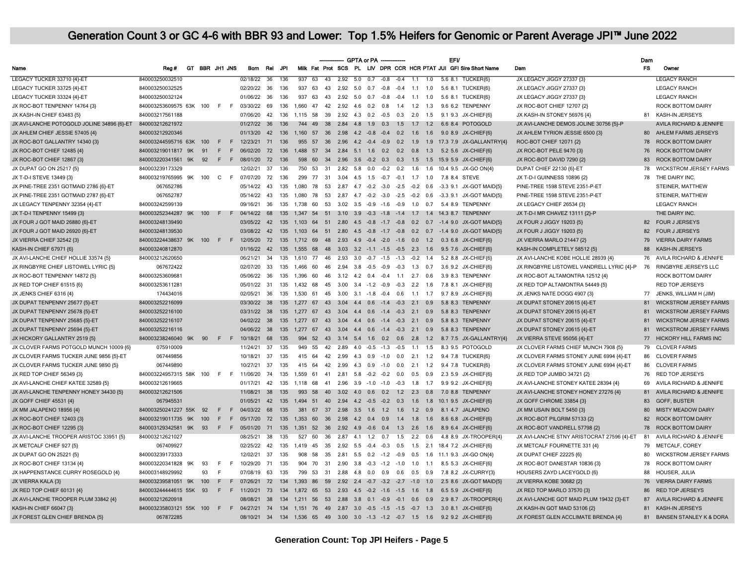# Generation Count 3 or GC 4-6 with BBR 93 and Lower: Top 1.5% Heifers for Genomic or Parent Average JPI™ June 2022

| Name | Reg # | GT | BBR | JH1 | JNS | Born | Rel | JPI | Milk | Fat | Prot | SCS | PL | LIV | DPR | CCR | HCR | PTAT | EFI/ JUI | GFI | Sire Short Name | Dam | Dam FS | Owner |
|---|---|---|---|---|---|---|---|---|---|---|---|---|---|---|---|---|---|---|---|---|---|---|---|---|
| | | | | | | | | | GPTA or PA | | | | | | | | | | | | | | | |
| LEGACY TUCKER 33710 {4}-ET | 840003250032510 | | | | | 02/18/22 | 36 | 136 | 937 | 63 | 43 | 2.92 | 5.0 | 0.7 | -0.8 | -0.4 | 1.1 | 1.0 | 5.6 | 8.1 | TUCKER{6} | JX LEGACY JIGGY 27337 {3} | | LEGACY RANCH |
| LEGACY TUCKER 33725 {4}-ET | 840003250032525 | | | | | 02/20/22 | 36 | 136 | 937 | 63 | 43 | 2.92 | 5.0 | 0.7 | -0.8 | -0.4 | 1.1 | 1.0 | 5.6 | 8.1 | TUCKER{6} | JX LEGACY JIGGY 27337 {3} | | LEGACY RANCH |
| LEGACY TUCKER 33324 {4}-ET | 840003250032124 | | | | | 01/06/22 | 36 | 136 | 937 | 63 | 43 | 2.92 | 5.0 | 0.7 | -0.8 | -0.4 | 1.1 | 1.0 | 5.6 | 8.1 | TUCKER{6} | JX LEGACY JIGGY 27337 {3} | | LEGACY RANCH |
| JX ROC-BOT TENPENNY 14764 {3} | 840003253609575 | 63K | 100 | F | F | 03/30/22 | 69 | 136 | 1,660 | 47 | 42 | 2.92 | 4.6 | 0.2 | 0.8 | 1.4 | 1.2 | 1.3 | 9.6 | 6.2 | TENPENNY | JX ROC-BOT CHIEF 12707 {2} | | ROCK BOTTOM DAIRY |
| JX KASH-IN CHIEF 63483 {5} | 840003217561188 | | | | | 07/06/20 | 42 | 136 | 1,115 | 58 | 39 | 2.92 | 4.3 | 0.2 | -0.5 | 0.3 | 2.0 | 1.5 | 9.1 | 9.3 | JX-CHIEF{6} | JX KASH-IN STONEY 56976 {4} | 81 | KASH-IN JERSEYS |
| JX AVI-LANCHE POTOGOLD JOLINE 34896 {6}-ET | 840003212621972 | | | | | 01/27/22 | 36 | 136 | 744 | 49 | 38 | 2.84 | 4.8 | 1.9 | 0.3 | 1.5 | 1.7 | 1.2 | 6.6 | 8.4 | POTOGOLD | JX AVI-LANCHE DEMOS JOLINE 30756 {5}-P | | AVILA RICHARD & JENNIFE |
| JX AHLEM CHIEF JESSIE 57405 {4} | 840003212920346 | | | | | 01/13/20 | 42 | 136 | 1,160 | 57 | 36 | 2.98 | 4.2 | -0.8 | -0.4 | 0.2 | 1.6 | 1.6 | 9.0 | 8.9 | JX-CHIEF{6} | JX AHLEM TYRION JESSIE 6500 {3} | 80 | AHLEM FARMS JERSEYS |
| JX ROC-BOT GALLANTRY 14340 {3} | 840003244595716 | 63K | 100 | F | F | 12/23/21 | 71 | 136 | 955 | 57 | 36 | 2.96 | 4.2 | -0.4 | -0.9 | 0.2 | 1.9 | 1.9 | 17.3 | 7.9 | JX-GALLANTRY{4} | ROC-BOT CHIEF 12071 {2} | 78 | ROCK BOTTOM DAIRY |
| JX ROC-BOT CHIEF 12485 {4} | 840003219011817 | 9K | 91 | F | F | 06/02/20 | 72 | 136 | 1,488 | 57 | 34 | 2.84 | 5.1 | 1.6 | 0.2 | 0.2 | 0.8 | 1.3 | 5.2 | 5.6 | JX-CHIEF{6} | JX ROC-BOT PELE 9470 {3} | 76 | ROCK BOTTOM DAIRY |
| JX ROC-BOT CHIEF 12867 {3} | 840003220341561 | 9K | 92 | F | F | 08/01/20 | 72 | 136 | 598 | 60 | 34 | 2.96 | 3.6 | -0.2 | 0.3 | 0.3 | 1.5 | 1.5 | 15.9 | 5.9 | JX-CHIEF{6} | JX ROC-BOT DAVID 7290 {2} | 83 | ROCK BOTTOM DAIRY |
| JX DUPAT GO ON 25217 {5} | 840003239173329 | | | | | 12/02/21 | 37 | 136 | 750 | 53 | 31 | 2.82 | 5.8 | 0.0 | -0.2 | 0.2 | 1.6 | 1.6 | 10.4 | 9.5 | JX-GO ON{4} | DUPAT CHIEF 22130 {6}-ET | 78 | WICKSTROM JERSEY FARMS |
| JX T-D-I STEVE 13449 {3} | 840003219765995 | 9K | 100 | C | F | 07/07/20 | 72 | 136 | 299 | 77 | 31 | 3.04 | 4.5 | 1.5 | -0.7 | -0.1 | 1.7 | 1.0 | 7.8 | 8.4 | STEVE | JX T-D-I GUINNESS 10896 {2} | 78 | THE DAIRY INC. |
| JX PINE-TREE 2351 GOTMAID 2786 {6}-ET | 067652786 | | | | | 05/14/22 | 43 | 135 | 1,080 | 78 | 53 | 2.87 | 4.7 | -0.2 | -3.0 | -2.5 | -0.2 | 0.6 | -3.3 | 9.1 | JX-GOT MAID{5} | PINE-TREE 1598 STEVE 2351-P-ET | | STEINER, MATTHEW |
| JX PINE-TREE 2351 GOTMAID 2787 {6}-ET | 067652787 | | | | | 05/14/22 | 43 | 135 | 1,080 | 78 | 53 | 2.87 | 4.7 | -0.2 | -3.0 | -2.5 | -0.2 | 0.6 | -3.3 | 9.1 | JX-GOT MAID{5} | PINE-TREE 1598 STEVE 2351-P-ET | | STEINER, MATTHEW |
| JX LEGACY TENPENNY 32354 {4}-ET | 840003242599139 | | | | | 09/16/21 | 36 | 135 | 1,738 | 60 | 53 | 3.02 | 3.5 | -0.9 | -1.6 | -0.9 | 1.0 | 0.7 | 5.4 | 8.9 | TENPENNY | JX LEGACY CHIEF 26534 {3} | | LEGACY RANCH |
| JX T-D-I TENPENNY 15499 {3} | 840003252344287 | 9K | 100 | F | F | 04/14/22 | 68 | 135 | 1,347 | 54 | 51 | 3.10 | 3.9 | -0.3 | -1.8 | -1.4 | 1.7 | 1.4 | 14.3 | 8.7 | TENPENNY | JX T-D-I MR CHAVEZ 13111 {2}-P | | THE DAIRY INC. |
| JX FOUR J GOT MAID 26880 {6}-ET | 840003248139490 | | | | | 03/05/22 | 42 | 135 | 1,103 | 64 | 51 | 2.80 | 4.5 | -0.8 | -1.7 | -0.8 | 0.2 | 0.7 | -1.4 | 9.0 | JX-GOT MAID{5} | JX FOUR J JIGGY 19203 {5} | 82 | FOUR J JERSEYS |
| JX FOUR J GOT MAID 26920 {6}-ET | 840003248139530 | | | | | 03/08/22 | 42 | 135 | 1,103 | 64 | 51 | 2.80 | 4.5 | -0.8 | -1.7 | -0.8 | 0.2 | 0.7 | -1.4 | 9.0 | JX-GOT MAID{5} | JX FOUR J JIGGY 19203 {5} | 82 | FOUR J JERSEYS |
| JX VIERRA CHIEF 32542 {3} | 840003224438637 | 9K | 100 | F | F | 12/05/20 | 72 | 135 | 1,712 | 69 | 48 | 2.93 | 4.9 | -0.4 | -2.0 | -1.6 | 0.0 | 1.2 | 0.3 | 6.8 | JX-CHIEF{6} | JX VIERRA MARLO 21447 {2} | 79 | VIERRA DAIRY FARMS |
| KASH-IN CHIEF 67971 {6} | 840003240812870 | | | | | 01/16/22 | 42 | 135 | 1,555 | 68 | 48 | 3.03 | 3.2 | -1.1 | -1.5 | -0.5 | 2.3 | 1.6 | 9.5 | 7.6 | JX-CHIEF{6} | KASH-IN COMPLETELY 58512 {5} | 88 | KASH-IN JERSEYS |
| JX AVI-LANCHE CHIEF HOLLIE 33574 {5} | 840003212620650 | | | | | 06/21/21 | 34 | 135 | 1,610 | 77 | 46 | 2.93 | 3.0 | -0.7 | -1.5 | -1.3 | -0.2 | 1.4 | 5.2 | 8.8 | JX-CHIEF{6} | JX AVI-LANCHE KOBE HOLLIE 28939 {4} | 76 | AVILA RICHARD & JENNIFE |
| JX RINGBYRE CHIEF LISTOWEL LYRIC {5} | 067672422 | | | | | 02/07/20 | 33 | 135 | 1,466 | 60 | 46 | 2.94 | 3.8 | -0.5 | -0.9 | -0.3 | 1.3 | 0.7 | 3.6 | 9.2 | JX-CHIEF{6} | JX RINGBYRE LISTOWEL VANDRELL LYRIC {4}-P | 76 | RINGBYRE JERSEYS LLC |
| JX ROC-BOT TENPENNY 14872 {5} | 840003253609681 | | | | | 05/06/22 | 36 | 135 | 1,396 | 60 | 46 | 3.12 | 4.2 | 0.4 | -0.4 | 1.1 | 2.7 | 0.6 | 3.9 | 8.3 | TENPENNY | JX ROC-BOT ALTAMONTRA 12512 {4} | | ROCK BOTTOM DAIRY |
| JX RED TOP CHIEF 61515 {6} | 840003253611281 | | | | | 05/01/22 | 31 | 135 | 1,432 | 68 | 45 | 3.00 | 3.4 | -1.2 | -0.9 | -0.3 | 2.2 | 1.6 | 7.8 | 8.1 | JX-CHIEF{6} | JX RED TOP ALTAMONTRA 54449 {5} | | RED TOP JERSEYS |
| JX JENKS CHIEF 6316 {4} | 174434016 | | | | | 02/05/21 | 36 | 135 | 1,530 | 61 | 45 | 3.00 | 3.1 | -1.8 | -0.4 | 0.6 | 1.1 | 1.7 | 9.7 | 8.9 | JX-CHIEF{6} | JX JENKS NATE DOGG 4907 {3} | 77 | JENKS, WILLIAM H (JIM) |
| JX DUPAT TENPENNY 25677 {5}-ET | 840003252216099 | | | | | 03/30/22 | 38 | 135 | 1,277 | 67 | 43 | 3.04 | 4.4 | 0.6 | -1.4 | -0.3 | 2.1 | 0.9 | 5.8 | 8.3 | TENPENNY | JX DUPAT STONEY 20615 {4}-ET | 81 | WICKSTROM JERSEY FARMS |
| JX DUPAT TENPENNY 25678 {5}-ET | 840003252216100 | | | | | 03/31/22 | 38 | 135 | 1,277 | 67 | 43 | 3.04 | 4.4 | 0.6 | -1.4 | -0.3 | 2.1 | 0.9 | 5.8 | 8.3 | TENPENNY | JX DUPAT STONEY 20615 {4}-ET | 81 | WICKSTROM JERSEY FARMS |
| JX DUPAT TENPENNY 25685 {5}-ET | 840003252216107 | | | | | 04/02/22 | 38 | 135 | 1,277 | 67 | 43 | 3.04 | 4.4 | 0.6 | -1.4 | -0.3 | 2.1 | 0.9 | 5.8 | 8.3 | TENPENNY | JX DUPAT STONEY 20615 {4}-ET | 81 | WICKSTROM JERSEY FARMS |
| JX DUPAT TENPENNY 25694 {5}-ET | 840003252216116 | | | | | 04/06/22 | 38 | 135 | 1,277 | 67 | 43 | 3.04 | 4.4 | 0.6 | -1.4 | -0.3 | 2.1 | 0.9 | 5.8 | 8.3 | TENPENNY | JX DUPAT STONEY 20615 {4}-ET | 81 | WICKSTROM JERSEY FARMS |
| JX HICKORY GALLANTRY 2519 {5} | 840003238246040 | 9K | 90 | F | F | 10/18/21 | 68 | 135 | 994 | 52 | 43 | 3.14 | 5.4 | 1.6 | 0.2 | 0.6 | 2.8 | 1.2 | 8.7 | 7.5 | JX-GALLANTRY{4} | JX VIERRA STEVE 95056 {4}-ET | 77 | HICKORY HILL FARMS INC |
| JX CLOVER FARMS POTGOLD MUNCH 10009 {6} | 075910009 | | | | | 11/24/21 | 37 | 135 | 949 | 55 | 42 | 2.89 | 4.0 | -0.5 | -1.3 | -0.5 | 1.1 | 1.5 | 8.3 | 9.5 | POTOGOLD | JX CLOVER FARMS CHIEF MUNCH 7908 {5} | 79 | CLOVER FARMS |
| JX CLOVER FARMS TUCKER JUNE 9856 {5}-ET | 067449856 | | | | | 10/18/21 | 37 | 135 | 415 | 64 | 42 | 2.99 | 4.3 | 0.9 | -1.0 | 0.0 | 2.1 | 1.2 | 9.4 | 7.8 | TUCKER{6} | JX CLOVER FARMS STONEY JUNE 6994 {4}-ET | 86 | CLOVER FARMS |
| JX CLOVER FARMS TUCKER JUNE 9890 {5} | 067449890 | | | | | 10/27/21 | 37 | 135 | 415 | 64 | 42 | 2.99 | 4.3 | 0.9 | -1.0 | 0.0 | 2.1 | 1.2 | 9.4 | 7.8 | TUCKER{6} | JX CLOVER FARMS STONEY JUNE 6994 {4}-ET | 86 | CLOVER FARMS |
| JX RED TOP CHIEF 56349 {3} | 840003224957315 | 58K | 100 | F | F | 11/06/20 | 74 | 135 | 1,559 | 61 | 41 | 2.81 | 5.8 | -0.2 | -0.2 | 0.0 | 0.5 | 0.9 | 2.3 | 5.9 | JX-CHIEF{6} | JX RED TOP JUMBO 34721 {2} | 76 | RED TOP JERSEYS |
| JX AVI-LANCHE CHIEF KATEE 32589 {5} | 840003212619665 | | | | | 01/17/21 | 42 | 135 | 1,118 | 68 | 41 | 2.96 | 3.9 | -1.0 | -1.0 | -0.3 | 1.8 | 1.7 | 9.9 | 9.2 | JX-CHIEF{6} | JX AVI-LANCHE STONEY KATEE 28394 {4} | 69 | AVILA RICHARD & JENNIFE |
| JX AVI-LANCHE TENPENNY HONEY 34430 {5} | 840003212621506 | | | | | 11/08/21 | 38 | 135 | 993 | 58 | 40 | 3.02 | 4.0 | 0.6 | 0.2 | 1.2 | 2.3 | 0.8 | 7.0 | 8.8 | TENPENNY | JX AVI-LANCHE STONEY HONEY 27276 {4} | 81 | AVILA RICHARD & JENNIFE |
| JX GOFF CHIEF 45531 {4} | 067945531 | | | | | 01/05/21 | 42 | 135 | 1,494 | 51 | 40 | 2.94 | 4.2 | -0.5 | -0.2 | 0.3 | 1.6 | 1.8 | 10.1 | 9.5 | JX-CHIEF{6} | JX GOFF CHROME 33854 {3} | 83 | GOFF, BUSTER |
| JX MM JALAPENO 18956 {4} | 840003250241227 | 55K | 92 | F | F | 04/03/22 | 68 | 135 | 381 | 67 | 37 | 2.98 | 3.5 | 1.6 | 1.2 | 1.6 | 1.2 | 0.9 | 8.1 | 4.7 | JALAPENO | JX MM USAIN BOLT 5450 {3} | 80 | MISTY MEADOW DAIRY |
| JX ROC-BOT CHIEF 12403 {3} | 840003219011735 | 9K | 100 | F | F | 05/17/20 | 72 | 135 | 1,353 | 60 | 36 | 2.98 | 4.2 | 0.4 | 0.9 | 1.4 | 1.8 | 1.6 | 8.6 | 6.8 | JX-CHIEF{6} | JX ROC-BOT PILGRIM 57133 {2} | 82 | ROCK BOTTOM DAIRY |
| JX ROC-BOT CHIEF 12295 {3} | 840003129342581 | 9K | 93 | F | F | 05/01/20 | 71 | 135 | 1,351 | 52 | 36 | 2.92 | 4.9 | -0.6 | 0.4 | 1.3 | 2.6 | 1.6 | 8.9 | 6.4 | JX-CHIEF{6} | JX ROC-BOT VANDRELL 57798 {2} | 78 | ROCK BOTTOM DAIRY |
| JX AVI-LANCHE TROOPER ARISTOC 33951 {5} | 840003212621027 | | | | | 08/25/21 | 38 | 135 | 527 | 60 | 36 | 2.87 | 4.1 | 1.2 | 0.7 | 1.5 | 2.2 | 0.6 | 4.8 | 8.9 | JX-TROOPER{4} | JX AVI-LANCHE STNY ARISTOCRAT 27596 {4}-ET | 81 | AVILA RICHARD & JENNIFE |
| JX METCALF CHIEF 927 {5} | 067409927 | | | | | 02/25/22 | 42 | 135 | 1,419 | 45 | 35 | 2.92 | 5.5 | -0.4 | -0.3 | 0.5 | 1.5 | 2.1 | 18.4 | 7.2 | JX-CHIEF{6} | JX METCALF FOURNETTE 331 {4} | 79 | METCALF, COREY |
| JX DUPAT GO ON 25221 {5} | 840003239173333 | | | | | 12/02/21 | 37 | 135 | 908 | 58 | 35 | 2.81 | 5.5 | 0.2 | -1.2 | -0.9 | 0.5 | 1.6 | 11.1 | 9.3 | JX-GO ON{4} | JX DUPAT CHIEF 22225 {6} | 80 | WICKSTROM JERSEY FARMS |
| JX ROC-BOT CHIEF 13134 {4} | 840003220341828 | 9K | 93 | F | F | 10/29/20 | 71 | 135 | 904 | 70 | 31 | 2.90 | 3.8 | -0.3 | -1.2 | -1.0 | 1.0 | 1.1 | 8.5 | 5.3 | JX-CHIEF{6} | JX ROC-BOT DANESTAR 10836 {3} | 78 | ROCK BOTTOM DAIRY |
| JX HAPPENSTANCE CURRY ROSEGOLD {4} | 840003148929992 | | 93 | F | | 07/08/19 | 63 | 135 | 799 | 53 | 31 | 2.88 | 4.8 | 0.0 | 0.9 | 0.6 | 0.5 | 0.9 | 7.8 | 8.2 | JX-CURRY{3} | HOUSERS ZAYD LACEYGOLD {6} | 88 | HOUSER, JULIA |
| JX VIERRA KALA {3} | 840003239581051 | 9K | 100 | F | F | 07/26/21 | 72 | 134 | 1,393 | 86 | 59 | 2.92 | 2.4 | -0.7 | -3.2 | -2.7 | -1.0 | 1.0 | 2.5 | 8.6 | JX-GOT MAID{5} | JX VIERRA KOBE 30682 {2} | 76 | VIERRA DAIRY FARMS |
| JX RED TOP CHIEF 60131 {4} | 840003244444615 | 55K | 93 | F | F | 11/20/21 | 73 | 134 | 1,872 | 65 | 53 | 2.93 | 4.5 | -0.2 | -1.6 | -1.5 | 1.6 | 1.8 | 6.5 | 5.9 | JX-CHIEF{6} | JX RED TOP MARLO 37570 {3} | 86 | RED TOP JERSEYS |
| JX AVI-LANCHE TROOPER PLUM 33842 {4} | 840003212620918 | | | | | 08/08/21 | 38 | 134 | 1,211 | 56 | 53 | 2.88 | 3.8 | 0.1 | -0.9 | -0.1 | 0.6 | 0.9 | 2.9 | 8.7 | JX-TROOPER{4} | JX AVI-LANCHE GOT MAID PLUM 19432 {3}-ET | 87 | AVILA RICHARD & JENNIFE |
| KASH-IN CHIEF 66047 {3} | 840003235803121 | 55K | 100 | F | F | 04/27/21 | 74 | 134 | 1,151 | 76 | 49 | 2.87 | 3.0 | -0.5 | -1.5 | -1.5 | -0.7 | 1.3 | 3.0 | 8.1 | JX-CHIEF{6} | JX KASH-IN GOT MAID 53106 {2} | 81 | KASH-IN JERSEYS |
| JX FOREST GLEN CHIEF BRENDA {5} | 067872285 | | | | | 08/10/21 | 34 | 134 | 1,536 | 65 | 49 | 3.00 | 3.0 | -1.3 | -1.2 | -0.7 | 1.5 | 1.6 | 9.2 | 9.2 | JX-CHIEF{6} | JX FOREST GLEN ACCLIMATE BRENDA {4} | 81 | BANSEN STANLEY K & DORA |

**Generation Count: Top JPI Heifers - Page 5**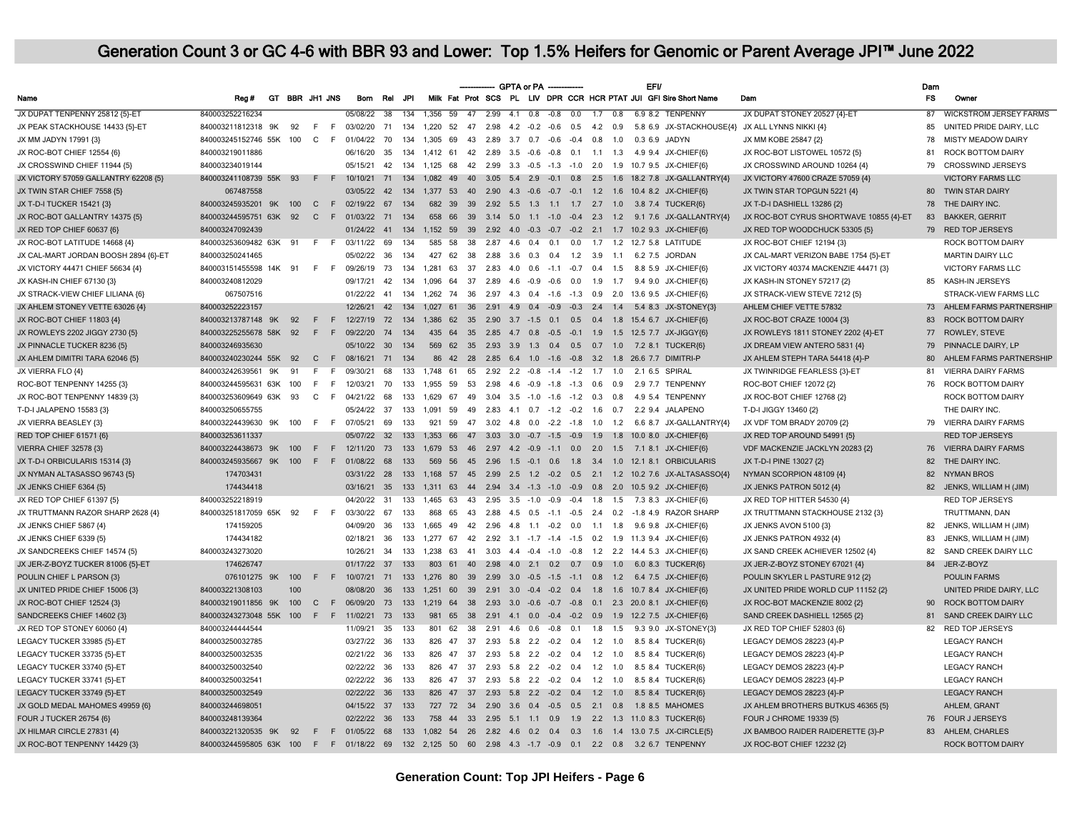# Generation Count 3 or GC 4-6 with BBR 93 and Lower: Top 1.5% Heifers for Genomic or Parent Average JPI™ June 2022

| Name | Reg # | GT | BBR | JH1 | JNS | Born | Rel | JPI | Milk | Fat | Prot | SCS | PL | LIV | DPR | CCR | HCR | PTAT | EFI/ JUI | GFI | Sire Short Name | Dam | Dam FS | Owner |
|---|---|---|---|---|---|---|---|---|---|---|---|---|---|---|---|---|---|---|---|---|---|---|---|---|
| | | | | | | | | | GPTA or PA | | | | | | | | | | | | | | | |
| JX DUPAT TENPENNY 25812 {5}-ET | 840003252216234 | | | | | 05/08/22 | 38 | 134 | 1,356 | 59 | 47 | 2.99 | 4.1 | 0.8 | -0.8 | 0.0 | 1.7 | 0.8 | 6.9 | 8.2 | TENPENNY | JX DUPAT STONEY 20527 {4}-ET | 87 | WICKSTROM JERSEY FARMS |
| JX PEAK STACKHOUSE 14433 {5}-ET | 840003211812318 | 9K | 92 | F | F | 03/02/20 | 71 | 134 | 1,220 | 52 | 47 | 2.98 | 4.2 | -0.2 | -0.6 | 0.5 | 4.2 | 0.9 | 5.8 | 6.9 | JX-STACKHOUSE{4} | JX ALL LYNNS NIKKI {4} | 85 | UNITED PRIDE DAIRY, LLC |
| JX MM JADYN 17991 {3} | 840003245152746 | 55K | 100 | C | F | 01/04/22 | 70 | 134 | 1,305 | 69 | 43 | 2.89 | 3.7 | 0.7 | -0.6 | -0.4 | 0.8 | 1.0 | 0.3 | 6.9 | JADYN | JX MM KOBE 25847 {2} | 78 | MISTY MEADOW DAIRY |
| JX ROC-BOT CHIEF 12554 {6} | 840003219011886 | | | | | 06/16/20 | 35 | 134 | 1,412 | 61 | 42 | 2.89 | 3.5 | -0.6 | -0.8 | 0.1 | 1.1 | 1.3 | 4.9 | 9.4 | JX-CHIEF{6} | JX ROC-BOT LISTOWEL 10572 {5} | 81 | ROCK BOTTOM DAIRY |
| JX CROSSWIND CHIEF 11944 {5} | 840003234019144 | | | | | 05/15/21 | 42 | 134 | 1,125 | 68 | 42 | 2.99 | 3.3 | -0.5 | -1.3 | -1.0 | 2.0 | 1.9 | 10.7 | 9.5 | JX-CHIEF{6} | JX CROSSWIND AROUND 10264 {4} | 79 | CROSSWIND JERSEYS |
| JX VICTORY 57059 GALLANTRY 62208 {5} | 840003241108739 | 55K | 93 | F | F | 10/10/21 | 71 | 134 | 1,082 | 49 | 40 | 3.05 | 5.4 | 2.9 | -0.1 | 0.8 | 2.5 | 1.6 | 18.2 | 7.8 | JX-GALLANTRY{4} | JX VICTORY 47600 CRAZE 57059 {4} | | VICTORY FARMS LLC |
| JX TWIN STAR CHIEF 7558 {5} | 067487558 | | | | | 03/05/22 | 42 | 134 | 1,377 | 53 | 40 | 2.90 | 4.3 | -0.6 | -0.7 | -0.1 | 1.2 | 1.6 | 10.4 | 8.2 | JX-CHIEF{6} | JX TWIN STAR TOPGUN 5221 {4} | 80 | TWIN STAR DAIRY |
| JX T-D-I TUCKER 15421 {3} | 840003245935201 | 9K | 100 | C | F | 02/19/22 | 67 | 134 | 682 | 39 | 39 | 2.92 | 5.5 | 1.3 | 1.1 | 1.7 | 2.7 | 1.0 | 3.8 | 7.4 | TUCKER{6} | JX T-D-I DASHIELL 13286 {2} | 78 | THE DAIRY INC. |
| JX ROC-BOT GALLANTRY 14375 {5} | 840003244595751 | 63K | 92 | C | F | 01/03/22 | 71 | 134 | 658 | 66 | 39 | 3.14 | 5.0 | 1.1 | -1.0 | -0.4 | 2.3 | 1.2 | 9.1 | 7.6 | JX-GALLANTRY{4} | JX ROC-BOT CYRUS SHORTWAVE 10855 {4}-ET | 83 | BAKKER, GERRIT |
| JX RED TOP CHIEF 60637 {6} | 840003247092439 | | | | | 01/24/22 | 41 | 134 | 1,152 | 59 | 39 | 2.92 | 4.0 | -0.3 | -0.7 | -0.2 | 2.1 | 1.7 | 10.2 | 9.3 | JX-CHIEF{6} | JX RED TOP WOODCHUCK 53305 {5} | 79 | RED TOP JERSEYS |
| JX ROC-BOT LATITUDE 14668 {4} | 840003253609482 | 63K | 91 | F | F | 03/11/22 | 69 | 134 | 585 | 58 | 38 | 2.87 | 4.6 | 0.4 | 0.1 | 0.0 | 1.7 | 1.2 | 12.7 | 5.8 | LATITUDE | JX ROC-BOT CHIEF 12194 {3} | | ROCK BOTTOM DAIRY |
| JX CAL-MART JORDAN BOOSH 2894 {6}-ET | 840003250241465 | | | | | 05/02/22 | 36 | 134 | 427 | 62 | 38 | 2.88 | 3.6 | 0.3 | 0.4 | 1.2 | 3.9 | 1.1 | 6.2 | 7.5 | JORDAN | JX CAL-MART VERIZON BABE 1754 {5}-ET | | MARTIN DAIRY LLC |
| JX VICTORY 44471 CHIEF 56634 {4} | 840003151455598 | 14K | 91 | F | F | 09/26/19 | 73 | 134 | 1,281 | 63 | 37 | 2.83 | 4.0 | 0.6 | -1.1 | -0.7 | 0.4 | 1.5 | 8.8 | 5.9 | JX-CHIEF{6} | JX VICTORY 40374 MACKENZIE 44471 {3} | | VICTORY FARMS LLC |
| JX KASH-IN CHIEF 67130 {3} | 840003240812029 | | | | | 09/17/21 | 42 | 134 | 1,096 | 64 | 37 | 2.89 | 4.6 | -0.9 | -0.6 | 0.0 | 1.9 | 1.7 | 9.4 | 9.0 | JX-CHIEF{6} | JX KASH-IN STONEY 57217 {2} | 85 | KASH-IN JERSEYS |
| JX STRACK-VIEW CHIEF LILIANA {6} | 067507516 | | | | | 01/22/22 | 41 | 134 | 1,262 | 74 | 36 | 2.97 | 4.3 | 0.4 | -1.6 | -1.3 | 0.9 | 2.0 | 13.6 | 9.5 | JX-CHIEF{6} | JX STRACK-VIEW STEVE 7212 {5} | | STRACK-VIEW FARMS LLC |
| JX AHLEM STONEY VETTE 63026 {4} | 840003252223157 | | | | | 12/26/21 | 42 | 134 | 1,027 | 61 | 36 | 2.91 | 4.9 | 0.4 | -0.9 | -0.3 | 2.4 | 1.4 | 5.4 | 8.3 | JX-STONEY{3} | AHLEM CHIEF VETTE 57832 | 73 | AHLEM FARMS PARTNERSHIP |
| JX ROC-BOT CHIEF 11803 {4} | 840003213787148 | 9K | 92 | F | F | 12/27/19 | 72 | 134 | 1,386 | 62 | 35 | 2.90 | 3.7 | -1.5 | 0.1 | 0.5 | 0.4 | 1.8 | 15.4 | 6.7 | JX-CHIEF{6} | JX ROC-BOT CRAZE 10004 {3} | 83 | ROCK BOTTOM DAIRY |
| JX ROWLEYS 2202 JIGGY 2730 {5} | 840003225255678 | 58K | 92 | F | F | 09/22/20 | 74 | 134 | 435 | 64 | 35 | 2.85 | 4.7 | 0.8 | -0.5 | -0.1 | 1.9 | 1.5 | 12.5 | 7.7 | JX-JIGGY{6} | JX ROWLEYS 1811 STONEY 2202 {4}-ET | 77 | ROWLEY, STEVE |
| JX PINNACLE TUCKER 8236 {5} | 840003246935630 | | | | | 05/10/22 | 30 | 134 | 569 | 62 | 35 | 2.93 | 3.9 | 1.3 | 0.4 | 0.5 | 0.7 | 1.0 | 7.2 | 8.1 | TUCKER{6} | JX DREAM VIEW ANTERO 5831 {4} | 79 | PINNACLE DAIRY, LP |
| JX AHLEM DIMITRI TARA 62046 {5} | 840003240230244 | 55K | 92 | C | F | 08/16/21 | 71 | 134 | 86 | 42 | 28 | 2.85 | 6.4 | 1.0 | -1.6 | -0.8 | 3.2 | 1.8 | 26.6 | 7.7 | DIMITRI-P | JX AHLEM STEPH TARA 54418 {4}-P | 80 | AHLEM FARMS PARTNERSHIP |
| JX VIERRA FLO {4} | 840003242639561 | 9K | 91 | F | F | 09/30/21 | 68 | 133 | 1,748 | 61 | 65 | 2.92 | 2.2 | -0.8 | -1.4 | -1.2 | 1.7 | 1.0 | 2.1 | 6.5 | SPIRAL | JX TWINRIDGE FEARLESS {3}-ET | 81 | VIERRA DAIRY FARMS |
| ROC-BOT TENPENNY 14255 {3} | 840003244595631 | 63K | 100 | F | F | 12/03/21 | 70 | 133 | 1,955 | 59 | 53 | 2.98 | 4.6 | -0.9 | -1.8 | -1.3 | 0.6 | 0.9 | 2.9 | 7.7 | TENPENNY | ROC-BOT CHIEF 12072 {2} | 76 | ROCK BOTTOM DAIRY |
| JX ROC-BOT TENPENNY 14839 {3} | 840003253609649 | 63K | 93 | C | F | 04/21/22 | 68 | 133 | 1,629 | 67 | 49 | 3.04 | 3.5 | -1.0 | -1.6 | -1.2 | 0.3 | 0.8 | 4.9 | 5.4 | TENPENNY | JX ROC-BOT CHIEF 12768 {2} | | ROCK BOTTOM DAIRY |
| T-D-I JALAPENO 15583 {3} | 840003250655755 | | | | | 05/24/22 | 37 | 133 | 1,091 | 59 | 49 | 2.83 | 4.1 | 0.7 | -1.2 | -0.2 | 1.6 | 0.7 | 2.2 | 9.4 | JALAPENO | T-D-I JIGGY 13460 {2} | | THE DAIRY INC. |
| JX VIERRA BEASLEY {3} | 840003224439630 | 9K | 100 | F | F | 07/05/21 | 69 | 133 | 921 | 59 | 47 | 3.02 | 4.8 | 0.0 | -2.2 | -1.8 | 1.0 | 1.2 | 6.6 | 8.7 | JX-GALLANTRY{4} | JX VDF TOM BRADY 20709 {2} | 79 | VIERRA DAIRY FARMS |
| RED TOP CHIEF 61571 {6} | 840003253611337 | | | | | 05/07/22 | 32 | 133 | 1,353 | 66 | 47 | 3.03 | 3.0 | -0.7 | -1.5 | -0.9 | 1.9 | 1.8 | 10.0 | 8.0 | JX-CHIEF{6} | JX RED TOP AROUND 54991 {5} | | RED TOP JERSEYS |
| VIERRA CHIEF 32578 {3} | 840003224438673 | 9K | 100 | F | F | 12/11/20 | 73 | 133 | 1,679 | 53 | 46 | 2.97 | 4.2 | -0.9 | -1.1 | 0.0 | 2.0 | 1.5 | 7.1 | 8.1 | JX-CHIEF{6} | VDF MACKENZIE JACKLYN 20283 {2} | 76 | VIERRA DAIRY FARMS |
| JX T-D-I ORBICULARIS 15314 {3} | 840003245935667 | 9K | 100 | F | F | 01/08/22 | 68 | 133 | 569 | 56 | 45 | 2.96 | 1.5 | -0.1 | 0.6 | 1.8 | 3.4 | 1.0 | 12.1 | 8.1 | ORBICULARIS | JX T-D-I PINE 13027 {2} | 82 | THE DAIRY INC. |
| JX NYMAN ALTASASSO 96743 {5} | 174703431 | | | | | 03/31/22 | 28 | 133 | 1,168 | 57 | 45 | 2.99 | 2.5 | 1.2 | -0.2 | 0.5 | 2.1 | 1.2 | 10.2 | 7.6 | JX-ALTASASSO{4} | NYMAN SCORPION 48109 {4} | 82 | NYMAN BROS |
| JX JENKS CHIEF 6364 {5} | 174434418 | | | | | 03/16/21 | 35 | 133 | 1,311 | 63 | 44 | 2.94 | 3.4 | -1.3 | -1.0 | -0.9 | 0.8 | 2.0 | 10.5 | 9.2 | JX-CHIEF{6} | JX JENKS PATRON 5012 {4} | 82 | JENKS, WILLIAM H (JIM) |
| JX RED TOP CHIEF 61397 {5} | 840003252218919 | | | | | 04/20/22 | 31 | 133 | 1,465 | 63 | 43 | 2.95 | 3.5 | -1.0 | -0.9 | -0.4 | 1.8 | 1.5 | 7.3 | 8.3 | JX-CHIEF{6} | JX RED TOP HITTER 54530 {4} | | RED TOP JERSEYS |
| JX TRUTTMANN RAZOR SHARP 2628 {4} | 840003251817059 | 65K | 92 | F | F | 03/30/22 | 67 | 133 | 868 | 65 | 43 | 2.88 | 4.5 | 0.5 | -1.1 | -0.5 | 2.4 | 0.2 | -1.8 | 4.9 | RAZOR SHARP | JX TRUTTMANN STACKHOUSE 2132 {3} | | TRUTTMANN, DAN |
| JX JENKS CHIEF 5867 {4} | 174159205 | | | | | 04/09/20 | 36 | 133 | 1,665 | 49 | 42 | 2.96 | 4.8 | 1.1 | -0.2 | 0.0 | 1.1 | 1.8 | 9.6 | 9.8 | JX-CHIEF{6} | JX JENKS AVON 5100 {3} | 82 | JENKS, WILLIAM H (JIM) |
| JX JENKS CHIEF 6339 {5} | 174434182 | | | | | 02/18/21 | 36 | 133 | 1,277 | 67 | 42 | 2.92 | 3.1 | -1.7 | -1.4 | -1.5 | 0.2 | 1.9 | 11.3 | 9.4 | JX-CHIEF{6} | JX JENKS PATRON 4932 {4} | 83 | JENKS, WILLIAM H (JIM) |
| JX SANDCREEKS CHIEF 14574 {5} | 840003243273020 | | | | | 10/26/21 | 34 | 133 | 1,238 | 63 | 41 | 3.03 | 4.4 | -0.4 | -1.0 | -0.8 | 1.2 | 2.2 | 14.4 | 5.3 | JX-CHIEF{6} | JX SAND CREEK ACHIEVER 12502 {4} | 82 | SAND CREEK DAIRY LLC |
| JX JER-Z-BOYZ TUCKER 81006 {5}-ET | 174626747 | | | | | 01/17/22 | 37 | 133 | 803 | 61 | 40 | 2.98 | 4.0 | 2.1 | 0.2 | 0.7 | 0.9 | 1.0 | 6.0 | 8.3 | TUCKER{6} | JX JER-Z-BOYZ STONEY 67021 {4} | 84 | JER-Z-BOYZ |
| POULIN CHIEF L PARSON {3} | 076101275 | 9K | 100 | F | F | 10/07/21 | 71 | 133 | 1,276 | 80 | 39 | 2.99 | 3.0 | -0.5 | -1.5 | -1.1 | 0.8 | 1.2 | 6.4 | 7.5 | JX-CHIEF{6} | POULIN SKYLER L PASTURE 912 {2} | | POULIN FARMS |
| JX UNITED PRIDE CHIEF 15006 {3} | 840003221308103 | | 100 | | | 08/08/20 | 36 | 133 | 1,251 | 60 | 39 | 2.91 | 3.0 | -0.4 | -0.2 | 0.4 | 1.8 | 1.6 | 10.7 | 8.4 | JX-CHIEF{6} | JX UNITED PRIDE WORLD CUP 11152 {2} | | UNITED PRIDE DAIRY, LLC |
| JX ROC-BOT CHIEF 12524 {3} | 840003219011856 | 9K | 100 | C | F | 06/09/20 | 73 | 133 | 1,219 | 64 | 38 | 2.93 | 3.0 | -0.6 | -0.7 | -0.8 | 0.1 | 2.3 | 20.0 | 8.1 | JX-CHIEF{6} | JX ROC-BOT MACKENZIE 8002 {2} | 90 | ROCK BOTTOM DAIRY |
| SANDCREEKS CHIEF 14602 {3} | 840003243273048 | 55K | 100 | F | F | 11/02/21 | 73 | 133 | 981 | 65 | 38 | 2.91 | 4.1 | 0.0 | -0.4 | -0.2 | 0.9 | 1.9 | 12.2 | 7.5 | JX-CHIEF{6} | SAND CREEK DASHIELL 12565 {2} | 81 | SAND CREEK DAIRY LLC |
| JX RED TOP STONEY 60060 {4} | 840003244444544 | | | | | 11/09/21 | 35 | 133 | 801 | 62 | 38 | 2.91 | 4.6 | 0.6 | -0.8 | 0.1 | 1.8 | 1.5 | 9.3 | 9.0 | JX-STONEY{3} | JX RED TOP CHIEF 52803 {6} | 82 | RED TOP JERSEYS |
| LEGACY TUCKER 33985 {5}-ET | 840003250032785 | | | | | 03/27/22 | 36 | 133 | 826 | 47 | 37 | 2.93 | 5.8 | 2.2 | -0.2 | 0.4 | 1.2 | 1.0 | 8.5 | 8.4 | TUCKER{6} | LEGACY DEMOS 28223 {4}-P | | LEGACY RANCH |
| LEGACY TUCKER 33735 {5}-ET | 840003250032535 | | | | | 02/21/22 | 36 | 133 | 826 | 47 | 37 | 2.93 | 5.8 | 2.2 | -0.2 | 0.4 | 1.2 | 1.0 | 8.5 | 8.4 | TUCKER{6} | LEGACY DEMOS 28223 {4}-P | | LEGACY RANCH |
| LEGACY TUCKER 33740 {5}-ET | 840003250032540 | | | | | 02/22/22 | 36 | 133 | 826 | 47 | 37 | 2.93 | 5.8 | 2.2 | -0.2 | 0.4 | 1.2 | 1.0 | 8.5 | 8.4 | TUCKER{6} | LEGACY DEMOS 28223 {4}-P | | LEGACY RANCH |
| LEGACY TUCKER 33741 {5}-ET | 840003250032541 | | | | | 02/22/22 | 36 | 133 | 826 | 47 | 37 | 2.93 | 5.8 | 2.2 | -0.2 | 0.4 | 1.2 | 1.0 | 8.5 | 8.4 | TUCKER{6} | LEGACY DEMOS 28223 {4}-P | | LEGACY RANCH |
| LEGACY TUCKER 33749 {5}-ET | 840003250032549 | | | | | 02/22/22 | 36 | 133 | 826 | 47 | 37 | 2.93 | 5.8 | 2.2 | -0.2 | 0.4 | 1.2 | 1.0 | 8.5 | 8.4 | TUCKER{6} | LEGACY DEMOS 28223 {4}-P | | LEGACY RANCH |
| JX GOLD MEDAL MAHOMES 49959 {6} | 840003244698051 | | | | | 04/15/22 | 37 | 133 | 727 | 72 | 34 | 2.90 | 3.6 | 0.4 | -0.5 | 0.5 | 2.1 | 0.8 | 1.8 | 8.5 | MAHOMES | JX AHLEM BROTHERS BUTKUS 46365 {5} | | AHLEM, GRANT |
| FOUR J TUCKER 26754 {6} | 840003248139364 | | | | | 02/22/22 | 36 | 133 | 758 | 44 | 33 | 2.95 | 5.1 | 1.1 | 0.9 | 1.9 | 2.2 | 1.3 | 11.0 | 8.3 | TUCKER{6} | FOUR J CHROME 19339 {5} | 76 | FOUR J JERSEYS |
| JX HILMAR CIRCLE 27831 {4} | 840003221320535 | 9K | 92 | F | F | 01/05/22 | 68 | 133 | 1,082 | 54 | 26 | 2.82 | 4.6 | 0.2 | 0.4 | 0.3 | 1.6 | 1.4 | 13.0 | 7.5 | JX-CIRCLE{5} | JX BAMBOO RAIDER RAIDERETTE {3}-P | 83 | AHLEM, CHARLES |
| JX ROC-BOT TENPENNY 14429 {3} | 840003244595805 | 63K | 100 | F | F | 01/18/22 | 69 | 132 | 2,125 | 50 | 60 | 2.98 | 4.3 | -1.7 | -0.9 | 0.1 | 2.2 | 0.8 | 3.2 | 6.7 | TENPENNY | JX ROC-BOT CHIEF 12232 {2} | | ROCK BOTTOM DAIRY |

**Generation Count: Top JPI Heifers - Page 6**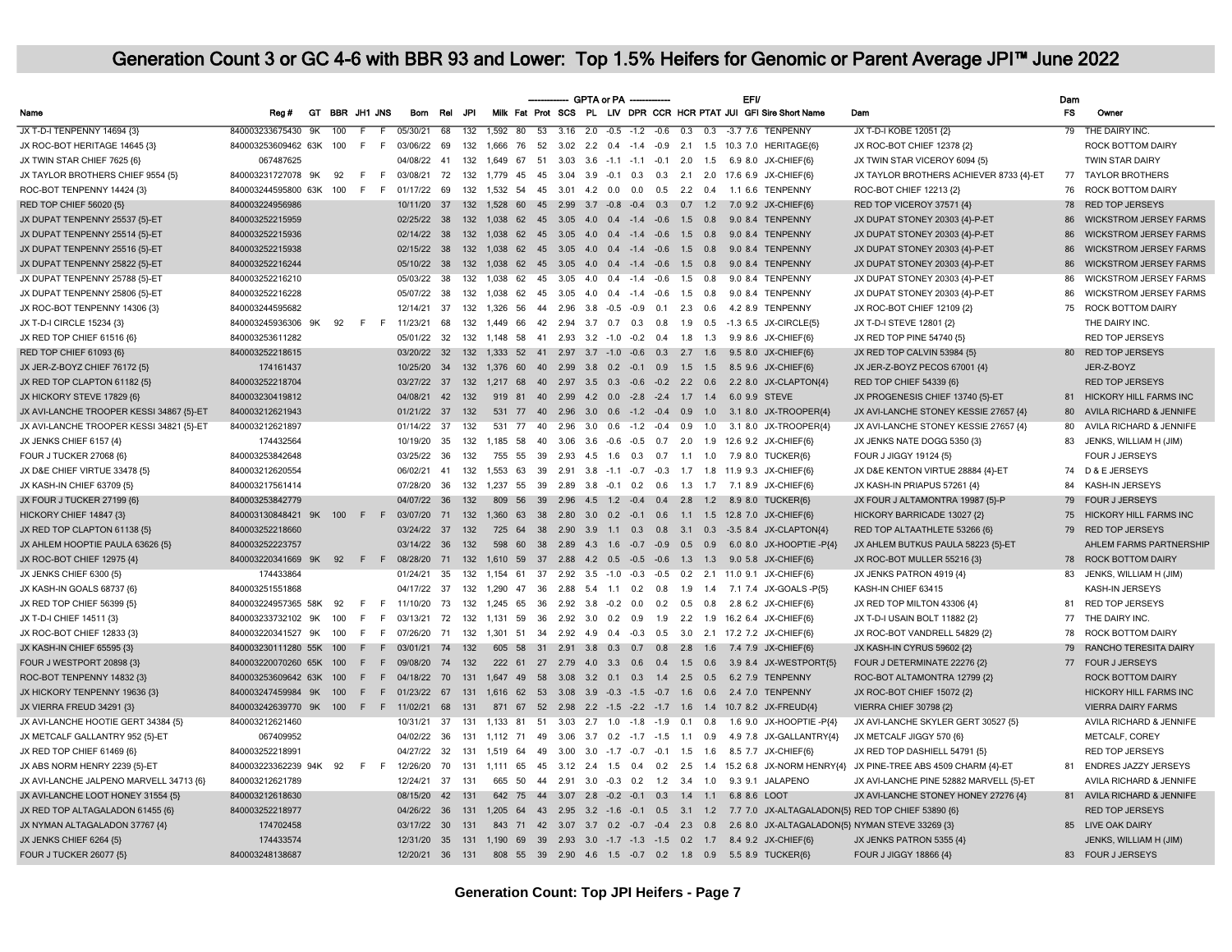# Generation Count 3 or GC 4-6 with BBR 93 and Lower: Top 1.5% Heifers for Genomic or Parent Average JPI™ June 2022

| Name | Reg # | GT | BBR | JH1 | JNS | Born | Rel | JPI | Milk | Fat | Prot | SCS | PL | LIV | DPR | CCR | HCR | PTAT | EFI/ JUI | GFI | Sire Short Name | Dam | Dam FS | Owner |
|---|---|---|---|---|---|---|---|---|---|---|---|---|---|---|---|---|---|---|---|---|---|---|---|---|
| | | | | | | | | | GPTA or PA | | | | | | | | | | | | | | | |
| JX T-D-I TENPENNY 14694 {3} | 840003233675430 | 9K | 100 | F | F | 05/30/21 | 68 | 132 | 1,592 | 80 | 53 | 3.16 | 2.0 | -0.5 | -1.2 | -0.6 | 0.3 | 0.3 | -3.7 | 7.6 | TENPENNY | JX T-D-I KOBE 12051 {2} | 79 | THE DAIRY INC. |
| JX ROC-BOT HERITAGE 14645 {3} | 840003253609462 | 63K | 100 | F | F | 03/06/22 | 69 | 132 | 1,666 | 76 | 52 | 3.02 | 2.2 | 0.4 | -1.4 | -0.9 | 2.1 | 1.5 | 10.3 | 7.0 | HERITAGE{6} | JX ROC-BOT CHIEF 12378 {2} | | ROCK BOTTOM DAIRY |
| JX TWIN STAR CHIEF 7625 {6} | 067487625 | | | | | 04/08/22 | 41 | 132 | 1,649 | 67 | 51 | 3.03 | 3.6 | -1.1 | -1.1 | -0.1 | 2.0 | 1.5 | 6.9 | 8.0 | JX-CHIEF{6} | JX TWIN STAR VICEROY 6094 {5} | | TWIN STAR DAIRY |
| JX TAYLOR BROTHERS CHIEF 9554 {5} | 840003231727078 | 9K | 92 | F | F | 03/08/21 | 72 | 132 | 1,779 | 45 | 45 | 3.04 | 3.9 | -0.1 | 0.3 | 0.3 | 2.1 | 2.0 | 17.6 | 6.9 | JX-CHIEF{6} | JX TAYLOR BROTHERS ACHIEVER 8733 {4}-ET | 77 | TAYLOR BROTHERS |
| ROC-BOT TENPENNY 14424 {3} | 840003244595800 | 63K | 100 | F | F | 01/17/22 | 69 | 132 | 1,532 | 54 | 45 | 3.01 | 4.2 | 0.0 | 0.0 | 0.5 | 2.2 | 0.4 | 1.1 | 6.6 | TENPENNY | ROC-BOT CHIEF 12213 {2} | 76 | ROCK BOTTOM DAIRY |
| RED TOP CHIEF 56020 {5} | 840003224956986 | | | | | 10/11/20 | 37 | 132 | 1,528 | 60 | 45 | 2.99 | 3.7 | -0.8 | -0.4 | 0.3 | 0.7 | 1.2 | 7.0 | 9.2 | JX-CHIEF{6} | RED TOP VICEROY 37571 {4} | 78 | RED TOP JERSEYS |
| JX DUPAT TENPENNY 25537 {5}-ET | 840003252215959 | | | | | 02/25/22 | 38 | 132 | 1,038 | 62 | 45 | 3.05 | 4.0 | 0.4 | -1.4 | -0.6 | 1.5 | 0.8 | 9.0 | 8.4 | TENPENNY | JX DUPAT STONEY 20303 {4}-P-ET | 86 | WICKSTROM JERSEY FARMS |
| JX DUPAT TENPENNY 25514 {5}-ET | 840003252215936 | | | | | 02/14/22 | 38 | 132 | 1,038 | 62 | 45 | 3.05 | 4.0 | 0.4 | -1.4 | -0.6 | 1.5 | 0.8 | 9.0 | 8.4 | TENPENNY | JX DUPAT STONEY 20303 {4}-P-ET | 86 | WICKSTROM JERSEY FARMS |
| JX DUPAT TENPENNY 25516 {5}-ET | 840003252215938 | | | | | 02/15/22 | 38 | 132 | 1,038 | 62 | 45 | 3.05 | 4.0 | 0.4 | -1.4 | -0.6 | 1.5 | 0.8 | 9.0 | 8.4 | TENPENNY | JX DUPAT STONEY 20303 {4}-P-ET | 86 | WICKSTROM JERSEY FARMS |
| JX DUPAT TENPENNY 25822 {5}-ET | 840003252216244 | | | | | 05/10/22 | 38 | 132 | 1,038 | 62 | 45 | 3.05 | 4.0 | 0.4 | -1.4 | -0.6 | 1.5 | 0.8 | 9.0 | 8.4 | TENPENNY | JX DUPAT STONEY 20303 {4}-P-ET | 86 | WICKSTROM JERSEY FARMS |
| JX DUPAT TENPENNY 25788 {5}-ET | 840003252216210 | | | | | 05/03/22 | 38 | 132 | 1,038 | 62 | 45 | 3.05 | 4.0 | 0.4 | -1.4 | -0.6 | 1.5 | 0.8 | 9.0 | 8.4 | TENPENNY | JX DUPAT STONEY 20303 {4}-P-ET | 86 | WICKSTROM JERSEY FARMS |
| JX DUPAT TENPENNY 25806 {5}-ET | 840003252216228 | | | | | 05/07/22 | 38 | 132 | 1,038 | 62 | 45 | 3.05 | 4.0 | 0.4 | -1.4 | -0.6 | 1.5 | 0.8 | 9.0 | 8.4 | TENPENNY | JX DUPAT STONEY 20303 {4}-P-ET | 86 | WICKSTROM JERSEY FARMS |
| JX ROC-BOT TENPENNY 14306 {3} | 840003244595682 | | | | | 12/14/21 | 37 | 132 | 1,326 | 56 | 44 | 2.96 | 3.8 | -0.5 | -0.9 | 0.1 | 2.3 | 0.6 | 4.2 | 8.9 | TENPENNY | JX ROC-BOT CHIEF 12109 {2} | 75 | ROCK BOTTOM DAIRY |
| JX T-D-I CIRCLE 15234 {3} | 840003245936306 | 9K | 92 | F | F | 11/23/21 | 68 | 132 | 1,449 | 66 | 42 | 2.94 | 3.7 | 0.7 | 0.3 | 0.8 | 1.9 | 0.5 | -1.3 | 6.5 | JX-CIRCLE{5} | JX T-D-I STEVE 12801 {2} | | THE DAIRY INC. |
| JX RED TOP CHIEF 61516 {6} | 840003253611282 | | | | | 05/01/22 | 32 | 132 | 1,148 | 58 | 41 | 2.93 | 3.2 | -1.0 | -0.2 | 0.4 | 1.8 | 1.3 | 9.9 | 8.6 | JX-CHIEF{6} | JX RED TOP PINE 54740 {5} | | RED TOP JERSEYS |
| RED TOP CHIEF 61093 {6} | 840003252218615 | | | | | 03/20/22 | 32 | 132 | 1,333 | 52 | 41 | 2.97 | 3.7 | -1.0 | -0.6 | 0.3 | 2.7 | 1.6 | 9.5 | 8.0 | JX-CHIEF{6} | JX RED TOP CALVIN 53984 {5} | 80 | RED TOP JERSEYS |
| JX JER-Z-BOYZ CHIEF 76172 {5} | 174161437 | | | | | 10/25/20 | 34 | 132 | 1,376 | 60 | 40 | 2.99 | 3.8 | 0.2 | -0.1 | 0.9 | 1.5 | 1.5 | 8.5 | 9.6 | JX-CHIEF{6} | JX JER-Z-BOYZ PECOS 67001 {4} | | JER-Z-BOYZ |
| JX RED TOP CLAPTON 61182 {5} | 840003252218704 | | | | | 03/27/22 | 37 | 132 | 1,217 | 68 | 40 | 2.97 | 3.5 | 0.3 | -0.6 | -0.2 | 2.2 | 0.6 | 2.2 | 8.0 | JX-CLAPTON{4} | RED TOP CHIEF 54339 {6} | | RED TOP JERSEYS |
| JX HICKORY STEVE 17829 {6} | 840003230419812 | | | | | 04/08/21 | 42 | 132 | 919 | 81 | 40 | 2.99 | 4.2 | 0.0 | -2.8 | -2.4 | 1.7 | 1.4 | 6.0 | 9.9 | STEVE | JX PROGENESIS CHIEF 13740 {5}-ET | 81 | HICKORY HILL FARMS INC |
| JX AVI-LANCHE TROOPER KESSI 34867 {5}-ET | 840003212621943 | | | | | 01/21/22 | 37 | 132 | 531 | 77 | 40 | 2.96 | 3.0 | 0.6 | -1.2 | -0.4 | 0.9 | 1.0 | 3.1 | 8.0 | JX-TROOPER{4} | JX AVI-LANCHE STONEY KESSIE 27657 {4} | 80 | AVILA RICHARD & JENNIFE |
| JX AVI-LANCHE TROOPER KESSI 34821 {5}-ET | 840003212621897 | | | | | 01/14/22 | 37 | 132 | 531 | 77 | 40 | 2.96 | 3.0 | 0.6 | -1.2 | -0.4 | 0.9 | 1.0 | 3.1 | 8.0 | JX-TROOPER{4} | JX AVI-LANCHE STONEY KESSIE 27657 {4} | 80 | AVILA RICHARD & JENNIFE |
| JX JENKS CHIEF 6157 {4} | 174432564 | | | | | 10/19/20 | 35 | 132 | 1,185 | 58 | 40 | 3.06 | 3.6 | -0.6 | -0.5 | 0.7 | 2.0 | 1.9 | 12.6 | 9.2 | JX-CHIEF{6} | JX JENKS NATE DOGG 5350 {3} | 83 | JENKS, WILLIAM H (JIM) |
| FOUR J TUCKER 27068 {6} | 840003253842648 | | | | | 03/25/22 | 36 | 132 | 755 | 55 | 39 | 2.93 | 4.5 | 1.6 | 0.3 | 0.7 | 1.1 | 1.0 | 7.9 | 8.0 | TUCKER{6} | FOUR J JIGGY 19124 {5} | | FOUR J JERSEYS |
| JX D&E CHIEF VIRTUE 33478 {5} | 840003212620554 | | | | | 06/02/21 | 41 | 132 | 1,553 | 63 | 39 | 2.91 | 3.8 | -1.1 | -0.7 | -0.3 | 1.7 | 1.8 | 11.9 | 9.3 | JX-CHIEF{6} | JX D&E KENTON VIRTUE 28884 {4}-ET | 74 | D & E JERSEYS |
| JX KASH-IN CHIEF 63709 {5} | 840003217561414 | | | | | 07/28/20 | 36 | 132 | 1,237 | 55 | 39 | 2.89 | 3.8 | -0.1 | 0.2 | 0.6 | 1.3 | 1.7 | 7.1 | 8.9 | JX-CHIEF{6} | JX KASH-IN PRIAPUS 57261 {4} | 84 | KASH-IN JERSEYS |
| JX FOUR J TUCKER 27199 {6} | 840003253842779 | | | | | 04/07/22 | 36 | 132 | 809 | 56 | 39 | 2.96 | 4.5 | 1.2 | -0.4 | 0.4 | 2.8 | 1.2 | 8.9 | 8.0 | TUCKER{6} | JX FOUR J ALTAMONTRA 19987 {5}-P | 79 | FOUR J JERSEYS |
| HICKORY CHIEF 14847 {3} | 840003130848421 | 9K | 100 | F | F | 03/07/20 | 71 | 132 | 1,360 | 63 | 38 | 2.80 | 3.0 | 0.2 | -0.1 | 0.6 | 1.1 | 1.5 | 12.8 | 7.0 | JX-CHIEF{6} | HICKORY BARRICADE 13027 {2} | 75 | HICKORY HILL FARMS INC |
| JX RED TOP CLAPTON 61138 {5} | 840003252218660 | | | | | 03/24/22 | 37 | 132 | 725 | 64 | 38 | 2.90 | 3.9 | 1.1 | 0.3 | 0.8 | 3.1 | 0.3 | -3.5 | 8.4 | JX-CLAPTON{4} | RED TOP ALTAATHLETE 53266 {6} | 79 | RED TOP JERSEYS |
| JX AHLEM HOOPTIE PAULA 63626 {5} | 840003252223757 | | | | | 03/14/22 | 36 | 132 | 598 | 60 | 38 | 2.89 | 4.3 | 1.6 | -0.7 | -0.9 | 0.5 | 0.9 | 6.0 | 8.0 | JX-HOOPTIE -P{4} | JX AHLEM BUTKUS PAULA 58223 {5}-ET | | AHLEM FARMS PARTNERSHIP |
| JX ROC-BOT CHIEF 12975 {4} | 840003220341669 | 9K | 92 | F | F | 08/28/20 | 71 | 132 | 1,610 | 59 | 37 | 2.88 | 4.2 | 0.5 | -0.5 | -0.6 | 1.3 | 1.3 | 9.0 | 5.8 | JX-CHIEF{6} | JX ROC-BOT MULLER 55216 {3} | 78 | ROCK BOTTOM DAIRY |
| JX JENKS CHIEF 6300 {5} | 174433864 | | | | | 01/24/21 | 35 | 132 | 1,154 | 61 | 37 | 2.92 | 3.5 | -1.0 | -0.3 | -0.5 | 0.2 | 2.1 | 11.0 | 9.1 | JX-CHIEF{6} | JX JENKS PATRON 4919 {4} | 83 | JENKS, WILLIAM H (JIM) |
| JX KASH-IN GOALS 68737 {6} | 840003251551868 | | | | | 04/17/22 | 37 | 132 | 1,290 | 47 | 36 | 2.88 | 5.4 | 1.1 | 0.2 | 0.8 | 1.9 | 1.4 | 7.1 | 7.4 | JX-GOALS -P{5} | KASH-IN CHIEF 63415 | | KASH-IN JERSEYS |
| JX RED TOP CHIEF 56399 {5} | 840003224957365 | 58K | 92 | F | F | 11/10/20 | 73 | 132 | 1,245 | 65 | 36 | 2.92 | 3.8 | -0.2 | 0.0 | 0.2 | 0.5 | 0.8 | 2.8 | 6.2 | JX-CHIEF{6} | JX RED TOP MILTON 43306 {4} | 81 | RED TOP JERSEYS |
| JX T-D-I CHIEF 14511 {3} | 840003233732102 | 9K | 100 | F | F | 03/13/21 | 72 | 132 | 1,131 | 59 | 36 | 2.92 | 3.0 | 0.2 | 0.9 | 1.9 | 2.2 | 1.9 | 16.2 | 6.4 | JX-CHIEF{6} | JX T-D-I USAIN BOLT 11882 {2} | 77 | THE DAIRY INC. |
| JX ROC-BOT CHIEF 12833 {3} | 840003220341527 | 9K | 100 | F | F | 07/26/20 | 71 | 132 | 1,301 | 51 | 34 | 2.92 | 4.9 | 0.4 | -0.3 | 0.5 | 3.0 | 2.1 | 17.2 | 7.2 | JX-CHIEF{6} | JX ROC-BOT VANDRELL 54829 {2} | 78 | ROCK BOTTOM DAIRY |
| JX KASH-IN CHIEF 65595 {3} | 840003230111280 | 55K | 100 | F | F | 03/01/21 | 74 | 132 | 605 | 58 | 31 | 2.91 | 3.8 | 0.3 | 0.7 | 0.8 | 2.8 | 1.6 | 7.4 | 7.9 | JX-CHIEF{6} | JX KASH-IN CYRUS 59602 {2} | 79 | RANCHO TERESITA DAIRY |
| FOUR J WESTPORT 20898 {3} | 840003200070260 | 65K | 100 | F | F | 09/08/20 | 74 | 132 | 222 | 61 | 27 | 2.79 | 4.0 | 3.3 | 0.6 | 0.4 | 1.5 | 0.6 | 3.9 | 8.4 | JX-WESTPORT{5} | FOUR J DETERMINATE 22276 {2} | 77 | FOUR J JERSEYS |
| ROC-BOT TENPENNY 14832 {3} | 840003253609642 | 63K | 100 | F | F | 04/18/22 | 70 | 131 | 1,647 | 49 | 58 | 3.08 | 3.2 | 0.1 | 0.3 | 1.4 | 2.5 | 0.5 | 6.2 | 7.9 | TENPENNY | ROC-BOT ALTAMONTRA 12799 {2} | | ROCK BOTTOM DAIRY |
| JX HICKORY TENPENNY 19636 {3} | 840003247459984 | 9K | 100 | F | F | 01/23/22 | 67 | 131 | 1,616 | 62 | 53 | 3.08 | 3.9 | -0.3 | -1.5 | -0.7 | 1.6 | 0.6 | 2.4 | 7.0 | TENPENNY | JX ROC-BOT CHIEF 15072 {2} | | HICKORY HILL FARMS INC |
| JX VIERRA FREUD 34291 {3} | 840003242639770 | 9K | 100 | F | F | 11/02/21 | 68 | 131 | 871 | 67 | 52 | 2.98 | 2.2 | -1.5 | -2.2 | -1.7 | 1.6 | 1.4 | 10.7 | 8.2 | JX-FREUD{4} | VIERRA CHIEF 30798 {2} | | VIERRA DAIRY FARMS |
| JX AVI-LANCHE HOOTIE GERT 34384 {5} | 840003212621460 | | | | | 10/31/21 | 37 | 131 | 1,133 | 81 | 51 | 3.03 | 2.7 | 1.0 | -1.8 | -1.9 | 0.1 | 0.8 | 1.6 | 9.0 | JX-HOOPTIE -P{4} | JX AVI-LANCHE SKYLER GERT 30527 {5} | | AVILA RICHARD & JENNIFE |
| JX METCALF GALLANTRY 952 {5}-ET | 067409952 | | | | | 04/02/22 | 36 | 131 | 1,112 | 71 | 49 | 3.06 | 3.7 | 0.2 | -1.7 | -1.5 | 1.1 | 0.9 | 4.9 | 7.8 | JX-GALLANTRY{4} | JX METCALF JIGGY 570 {6} | | METCALF, COREY |
| JX RED TOP CHIEF 61469 {6} | 840003252218991 | | | | | 04/27/22 | 32 | 131 | 1,519 | 64 | 49 | 3.00 | 3.0 | -1.7 | -0.7 | -0.1 | 1.5 | 1.6 | 8.5 | 7.7 | JX-CHIEF{6} | JX RED TOP DASHIELL 54791 {5} | | RED TOP JERSEYS |
| JX ABS NORM HENRY 2239 {5}-ET | 840003223362239 | 94K | 92 | F | F | 12/26/20 | 70 | 131 | 1,111 | 65 | 45 | 3.12 | 2.4 | 1.5 | 0.4 | 0.2 | 2.5 | 1.4 | 15.2 | 6.8 | JX-NORM HENRY{4} | JX PINE-TREE ABS 4509 CHARM {4}-ET | 81 | ENDRES JAZZY JERSEYS |
| JX AVI-LANCHE JALPENO MARVELL 34713 {6} | 840003212621789 | | | | | 12/24/21 | 37 | 131 | 665 | 50 | 44 | 2.91 | 3.0 | -0.3 | 0.2 | 1.2 | 3.4 | 1.0 | 9.3 | 9.1 | JALAPENO | JX AVI-LANCHE PINE 52882 MARVELL {5}-ET | | AVILA RICHARD & JENNIFE |
| JX AVI-LANCHE LOOT HONEY 31554 {5} | 840003212618630 | | | | | 08/15/20 | 42 | 131 | 642 | 75 | 44 | 3.07 | 2.8 | -0.2 | -0.1 | 0.3 | 1.4 | 1.1 | 6.8 | 8.6 | LOOT | JX AVI-LANCHE STONEY HONEY 27276 {4} | 81 | AVILA RICHARD & JENNIFE |
| JX RED TOP ALTAGALADON 61455 {6} | 840003252218977 | | | | | 04/26/22 | 36 | 131 | 1,205 | 64 | 43 | 2.95 | 3.2 | -1.6 | -0.1 | 0.5 | 3.1 | 1.2 | 7.7 | 7.0 | JX-ALTAGALADON{5} | RED TOP CHIEF 53890 {6} | | RED TOP JERSEYS |
| JX NYMAN ALTAGALADON 37767 {4} | 174702458 | | | | | 03/17/22 | 30 | 131 | 843 | 71 | 42 | 3.07 | 3.7 | 0.2 | -0.7 | -0.4 | 2.3 | 0.8 | 2.6 | 8.0 | JX-ALTAGALADON{5} | NYMAN STEVE 33269 {3} | 85 | LIVE OAK DAIRY |
| JX JENKS CHIEF 6264 {5} | 174433574 | | | | | 12/31/20 | 35 | 131 | 1,190 | 69 | 39 | 2.93 | 3.0 | -1.7 | -1.3 | -1.5 | 0.2 | 1.7 | 8.4 | 9.2 | JX-CHIEF{6} | JX JENKS PATRON 5355 {4} | | JENKS, WILLIAM H (JIM) |
| FOUR J TUCKER 26077 {5} | 840003248138687 | | | | | 12/20/21 | 36 | 131 | 808 | 55 | 39 | 2.90 | 4.6 | 1.5 | -0.7 | 0.2 | 1.8 | 0.9 | 5.5 | 8.9 | TUCKER{6} | FOUR J JIGGY 18866 {4} | 83 | FOUR J JERSEYS |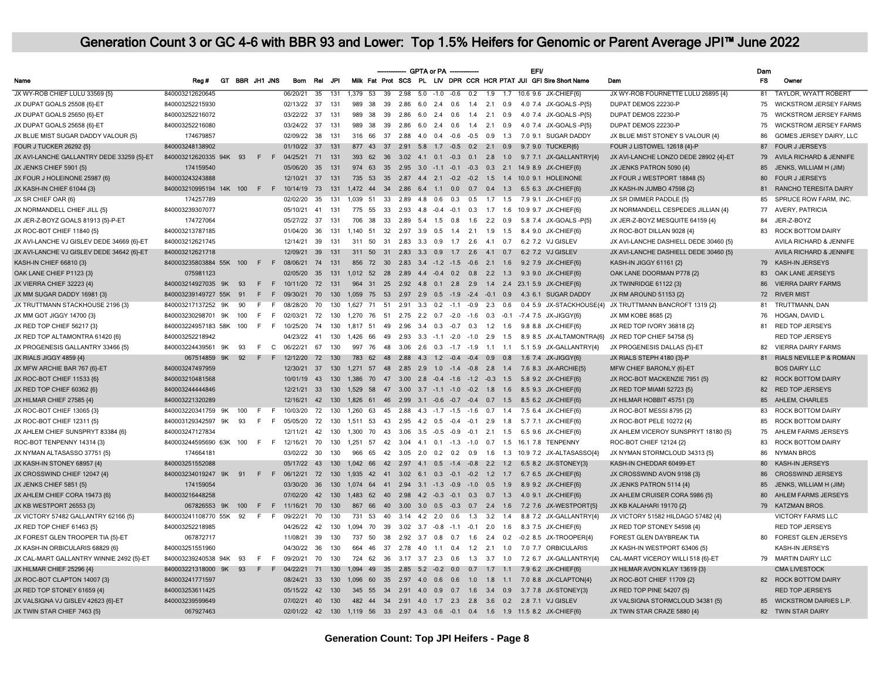# Generation Count 3 or GC 4-6 with BBR 93 and Lower: Top 1.5% Heifers for Genomic or Parent Average JPI™ June 2022

| Name | Reg # | GT | BBR | JH1 | JNS | Born | Rel | JPI | Milk | Fat | Prot | SCS | PL | LIV | DPR | CCR | HCR | PTAT | EFI/ JUI | GFI | Sire Short Name | Dam | Dam FS | Owner |
|---|---|---|---|---|---|---|---|---|---|---|---|---|---|---|---|---|---|---|---|---|---|---|---|---|
| | | | | | | | | | GPTA or PA | | | | | | | | | | | | | | | |
| JX WY-ROB CHIEF LULU 33569 {5} | 840003212620645 | | | | | 06/20/21 | 35 | 131 | 1,379 | 53 | 39 | 2.98 | 5.0 | -1.0 | -0.6 | 0.2 | 1.9 | 1.7 | 10.6 | 9.6 | JX-CHIEF{6} | JX WY-ROB FOURNETTE LULU 26895 {4} | 81 | TAYLOR, WYATT ROBERT |
| JX DUPAT GOALS 25508 {6}-ET | 840003252215930 | | | | | 02/13/22 | 37 | 131 | 989 | 38 | 39 | 2.86 | 6.0 | 2.4 | 0.6 | 1.4 | 2.1 | 0.9 | 4.0 | 7.4 | JX-GOALS -P{5} | DUPAT DEMOS 22230-P | 75 | WICKSTROM JERSEY FARMS |
| JX DUPAT GOALS 25650 {6}-ET | 840003252216072 | | | | | 03/22/22 | 37 | 131 | 989 | 38 | 39 | 2.86 | 6.0 | 2.4 | 0.6 | 1.4 | 2.1 | 0.9 | 4.0 | 7.4 | JX-GOALS -P{5} | DUPAT DEMOS 22230-P | 75 | WICKSTROM JERSEY FARMS |
| JX DUPAT GOALS 25658 {6}-ET | 840003252216080 | | | | | 03/24/22 | 37 | 131 | 989 | 38 | 39 | 2.86 | 6.0 | 2.4 | 0.6 | 1.4 | 2.1 | 0.9 | 4.0 | 7.4 | JX-GOALS -P{5} | DUPAT DEMOS 22230-P | 75 | WICKSTROM JERSEY FARMS |
| JX BLUE MIST SUGAR DADDY VALOUR {5} | 174679857 | | | | | 02/09/22 | 38 | 131 | 316 | 66 | 37 | 2.88 | 4.0 | 0.4 | -0.6 | -0.5 | 0.9 | 1.3 | 7.0 | 9.1 | SUGAR DADDY | JX BLUE MIST STONEY S VALOUR {4} | 86 | GOMES JERSEY DAIRY, LLC |
| FOUR J TUCKER 26292 {5} | 840003248138902 | | | | | 01/10/22 | 37 | 131 | 877 | 43 | 37 | 2.91 | 5.8 | 1.7 | -0.5 | 0.2 | 2.1 | 0.9 | 9.7 | 9.0 | TUCKER{6} | FOUR J LISTOWEL 12618 {4}-P | 87 | FOUR J JERSEYS |
| JX AVI-LANCHE GALLANTRY DEDE 33259 {5}-ET | 840003212620335 | 94K | 93 | F | F | 04/25/21 | 71 | 131 | 393 | 62 | 36 | 3.02 | 4.1 | 0.1 | -0.3 | 0.1 | 2.8 | 1.0 | 9.7 | 7.1 | JX-GALLANTRY{4} | JX AVI-LANCHE LONZO DEDE 28902 {4}-ET | 79 | AVILA RICHARD & JENNIFE |
| JX JENKS CHIEF 5901 {5} | 174159540 | | | | | 05/06/20 | 35 | 131 | 974 | 63 | 35 | 2.95 | 3.0 | -1.1 | -0.1 | -0.3 | 0.3 | 2.1 | 14.9 | 8.9 | JX-CHIEF{6} | JX JENKS PATRON 5090 {4} | 85 | JENKS, WILLIAM H (JIM) |
| JX FOUR J HOLEINONE 25987 {6} | 840003243243888 | | | | | 12/10/21 | 37 | 131 | 735 | 53 | 35 | 2.87 | 4.4 | 2.1 | -0.2 | -0.2 | 1.5 | 1.4 | 10.0 | 9.1 | HOLEINONE | JX FOUR J WESTPORT 18848 {5} | 80 | FOUR J JERSEYS |
| JX KASH-IN CHIEF 61044 {3} | 840003210995194 | 14K | 100 | F | F | 10/14/19 | 73 | 131 | 1,472 | 44 | 34 | 2.86 | 6.4 | 1.1 | 0.0 | 0.7 | 0.4 | 1.3 | 6.5 | 6.3 | JX-CHIEF{6} | JX KASH-IN JUMBO 47598 {2} | 81 | RANCHO TERESITA DAIRY |
| JX SR CHIEF OAR {6} | 174257789 | | | | | 02/02/20 | 35 | 131 | 1,039 | 51 | 33 | 2.89 | 4.8 | 0.6 | 0.3 | 0.5 | 1.7 | 1.5 | 7.9 | 9.1 | JX-CHIEF{6} | JX SR DIMMER PADDLE {5} | 85 | SPRUCE ROW FARM, INC. |
| JX NORMANDELL CHIEF JILL {5} | 840003239307077 | | | | | 05/10/21 | 41 | 131 | 775 | 55 | 33 | 2.93 | 4.8 | -0.4 | -0.1 | 0.3 | 1.7 | 1.6 | 10.9 | 9.7 | JX-CHIEF{6} | JX NORMANDELL CESPEDES JILLIAN {4} | 77 | AVERY, PATRICIA |
| JX JER-Z-BOYZ GOALS 81913 {5}-P-ET | 174727064 | | | | | 05/27/22 | 37 | 131 | 706 | 38 | 33 | 2.89 | 5.4 | 1.5 | 0.8 | 1.6 | 2.2 | 0.9 | 5.8 | 7.4 | JX-GOALS -P{5} | JX JER-Z-BOYZ MESQUITE 64159 {4} | 84 | JER-Z-BOYZ |
| JX ROC-BOT CHIEF 11840 {5} | 840003213787185 | | | | | 01/04/20 | 36 | 131 | 1,140 | 51 | 32 | 2.97 | 3.9 | 0.5 | 1.4 | 2.1 | 1.9 | 1.5 | 8.4 | 9.0 | JX-CHIEF{6} | JX ROC-BOT DILLAN 9028 {4} | 83 | ROCK BOTTOM DAIRY |
| JX AVI-LANCHE VJ GISLEV DEDE 34669 {6}-ET | 840003212621745 | | | | | 12/14/21 | 39 | 131 | 311 | 50 | 31 | 2.83 | 3.3 | 0.9 | 1.7 | 2.6 | 4.1 | 0.7 | 6.2 | 7.2 | VJ GISLEV | JX AVI-LANCHE DASHIELL DEDE 30460 {5} | | AVILA RICHARD & JENNIFE |
| JX AVI-LANCHE VJ GISLEV DEDE 34642 {6}-ET | 840003212621718 | | | | | 12/09/21 | 39 | 131 | 311 | 50 | 31 | 2.83 | 3.3 | 0.9 | 1.7 | 2.6 | 4.1 | 0.7 | 6.2 | 7.2 | VJ GISLEV | JX AVI-LANCHE DASHIELL DEDE 30460 {5} | | AVILA RICHARD & JENNIFE |
| KASH-IN CHIEF 66810 {3} | 840003235803884 | 55K | 100 | F | F | 08/06/21 | 74 | 131 | 856 | 72 | 30 | 2.83 | 3.4 | -1.2 | -1.5 | -0.6 | 2.1 | 1.6 | 9.2 | 7.9 | JX-CHIEF{6} | KASH-IN JIGGY 61161 {2} | 79 | KASH-IN JERSEYS |
| OAK LANE CHIEF P1123 {3} | 075981123 | | | | | 02/05/20 | 35 | 131 | 1,012 | 52 | 28 | 2.89 | 4.4 | -0.4 | 0.2 | 0.8 | 2.2 | 1.3 | 9.3 | 9.0 | JX-CHIEF{6} | OAK LANE DOORMAN P778 {2} | 83 | OAK LANE JERSEYS |
| JX VIERRA CHIEF 32223 {4} | 840003214927035 | 9K | 93 | F | F | 10/11/20 | 72 | 131 | 964 | 31 | 25 | 2.92 | 4.8 | 0.1 | 2.8 | 2.9 | 1.4 | 2.4 | 23.1 | 5.9 | JX-CHIEF{6} | JX TWINRIDGE 61122 {3} | 86 | VIERRA DAIRY FARMS |
| JX MM SUGAR DADDY 16981 {3} | 840003239149727 | 55K | 91 | F | F | 09/30/21 | 70 | 130 | 1,059 | 75 | 53 | 2.97 | 2.9 | 0.5 | -1.9 | -2.4 | -0.1 | 0.9 | 4.3 | 6.1 | SUGAR DADDY | JX RM AROUND 51153 {2} | 72 | RIVER MIST |
| JX TRUTTMANN STACKHOUSE 2196 {3} | 840003217137252 | 9K | 90 | F | F | 08/28/20 | 70 | 130 | 1,627 | 71 | 51 | 2.91 | 3.3 | 0.2 | -1.1 | -0.9 | 2.3 | 0.6 | 0.4 | 5.9 | JX-STACKHOUSE{4} | JX TRUTTMANN BANCROFT 1319 {2} | 81 | TRUTTMANN, DAN |
| JX MM GOT JIGGY 14700 {3} | 840003230298701 | 9K | 100 | F | F | 02/03/21 | 72 | 130 | 1,270 | 76 | 51 | 2.75 | 2.2 | 0.7 | -2.0 | -1.6 | 0.3 | -0.1 | -7.4 | 7.5 | JX-JIGGY{6} | JX MM KOBE 8685 {2} | 76 | HOGAN, DAVID L |
| JX RED TOP CHIEF 56217 {3} | 840003224957183 | 58K | 100 | F | F | 10/25/20 | 74 | 130 | 1,817 | 51 | 49 | 2.96 | 3.4 | 0.3 | -0.7 | 0.3 | 1.2 | 1.6 | 9.8 | 8.8 | JX-CHIEF{6} | JX RED TOP IVORY 36818 {2} | 81 | RED TOP JERSEYS |
| JX RED TOP ALTAMONTRA 61420 {6} | 840003252218942 | | | | | 04/23/22 | 41 | 130 | 1,426 | 66 | 49 | 2.93 | 3.3 | -1.1 | -2.0 | -1.0 | 2.9 | 1.5 | 8.9 | 8.5 | JX-ALTAMONTRA{6} | JX RED TOP CHIEF 54758 {5} | | RED TOP JERSEYS |
| JX PROGENESIS GALLANTRY 33466 {5} | 840003224439561 | 9K | 93 | F | C | 06/22/21 | 67 | 130 | 977 | 76 | 48 | 3.06 | 2.6 | 0.3 | -1.7 | -1.9 | 1.1 | 1.1 | 5.1 | 5.9 | JX-GALLANTRY{4} | JX PROGENESIS DALLAS {5}-ET | 82 | VIERRA DAIRY FARMS |
| JX RIALS JIGGY 4859 {4} | 067514859 | 9K | 92 | F | F | 12/12/20 | 72 | 130 | 783 | 62 | 48 | 2.88 | 4.3 | 1.2 | -0.4 | -0.4 | 0.9 | 0.8 | 1.6 | 7.4 | JX-JIGGY{6} | JX RIALS STEPH 4180 {3}-P | 81 | RIALS NEVILLE P & ROMAN |
| JX MFW ARCHIE BAR 767 {6}-ET | 840003247497959 | | | | | 12/30/21 | 37 | 130 | 1,271 | 57 | 48 | 2.85 | 2.9 | 1.0 | -1.4 | -0.8 | 2.8 | 1.4 | 7.6 | 8.3 | JX-ARCHIE{5} | MFW CHIEF BARONLY {6}-ET | | BOS DAIRY LLC |
| JX ROC-BOT CHIEF 11533 {6} | 840003210481568 | | | | | 10/01/19 | 43 | 130 | 1,386 | 70 | 47 | 3.00 | 2.8 | -0.4 | -1.6 | -1.2 | -0.3 | 1.5 | 5.8 | 9.2 | JX-CHIEF{6} | JX ROC-BOT MACKENZIE 7951 {5} | 82 | ROCK BOTTOM DAIRY |
| JX RED TOP CHIEF 60362 {6} | 840003244444846 | | | | | 12/21/21 | 33 | 130 | 1,529 | 58 | 47 | 3.00 | 3.7 | -1.1 | -1.0 | -0.2 | 1.8 | 1.6 | 8.5 | 9.3 | JX-CHIEF{6} | JX RED TOP MIAMI 52723 {5} | 82 | RED TOP JERSEYS |
| JX HILMAR CHIEF 27585 {4} | 840003221320289 | | | | | 12/16/21 | 42 | 130 | 1,826 | 61 | 46 | 2.99 | 3.1 | -0.6 | -0.7 | -0.4 | 0.7 | 1.5 | 8.5 | 6.2 | JX-CHIEF{6} | JX HILMAR HOBBIT 45751 {3} | 85 | AHLEM, CHARLES |
| JX ROC-BOT CHIEF 13065 {3} | 840003220341759 | 9K | 100 | F | F | 10/03/20 | 72 | 130 | 1,260 | 63 | 45 | 2.88 | 4.3 | -1.7 | -1.5 | -1.6 | 0.7 | 1.4 | 7.5 | 6.4 | JX-CHIEF{6} | JX ROC-BOT MESSI 8795 {2} | 83 | ROCK BOTTOM DAIRY |
| JX ROC-BOT CHIEF 12311 {5} | 840003129342597 | 9K | 93 | F | F | 05/05/20 | 72 | 130 | 1,511 | 53 | 43 | 2.95 | 4.2 | 0.5 | -0.4 | -0.1 | 2.9 | 1.8 | 5.7 | 7.1 | JX-CHIEF{6} | JX ROC-BOT PELE 10272 {4} | 85 | ROCK BOTTOM DAIRY |
| JX AHLEM CHIEF SUNSPRYT 83384 {6} | 840003247127834 | | | | | 12/11/21 | 42 | 130 | 1,300 | 70 | 43 | 3.06 | 3.5 | -0.5 | -0.9 | -0.1 | 2.1 | 1.5 | 6.5 | 9.6 | JX-CHIEF{6} | JX AHLEM VICEROY SUNSPRYT 18180 {5} | 75 | AHLEM FARMS JERSEYS |
| ROC-BOT TENPENNY 14314 {3} | 840003244595690 | 63K | 100 | F | F | 12/16/21 | 70 | 130 | 1,251 | 57 | 42 | 3.04 | 4.1 | 0.1 | -1.3 | -1.0 | 0.7 | 1.5 | 16.1 | 7.8 | TENPENNY | ROC-BOT CHIEF 12124 {2} | 83 | ROCK BOTTOM DAIRY |
| JX NYMAN ALTASASSO 37751 {5} | 174664181 | | | | | 03/02/22 | 30 | 130 | 966 | 65 | 42 | 3.05 | 2.0 | 0.2 | 0.2 | 0.9 | 1.6 | 1.3 | 10.9 | 7.2 | JX-ALTASASSO{4} | JX NYMAN STORMCLOUD 34313 {5} | 86 | NYMAN BROS |
| JX KASH-IN STONEY 68957 {4} | 840003251552088 | | | | | 05/17/22 | 43 | 130 | 1,042 | 66 | 42 | 2.97 | 4.1 | 0.5 | -1.4 | -0.8 | 2.8 | 1.2 | 6.5 | 8.2 | JX-STONEY{3} | KASH-IN CHEDDAR 60499-ET | 80 | KASH-IN JERSEYS |
| JX CROSSWIND CHIEF 12047 {4} | 840003234019247 | 9K | 91 | F | F | 06/12/21 | 72 | 130 | 1,935 | 42 | 41 | 3.02 | 6.1 | 0.3 | -0.1 | -0.2 | 1.2 | 1.7 | 6.7 | 6.5 | JX-CHIEF{6} | JX CROSSWIND AVON 9198 {3} | 86 | CROSSWIND JERSEYS |
| JX JENKS CHIEF 5851 {5} | 174159054 | | | | | 03/30/20 | 36 | 130 | 1,074 | 64 | 41 | 2.94 | 3.1 | -1.3 | -0.9 | -1.0 | 0.5 | 1.9 | 8.9 | 9.2 | JX-CHIEF{6} | JX JENKS PATRON 5114 {4} | 85 | JENKS, WILLIAM H (JIM) |
| JX AHLEM CHIEF CORA 19473 {6} | 840003216448258 | | | | | 07/02/20 | 42 | 130 | 1,483 | 62 | 40 | 2.98 | 4.2 | -0.3 | -0.1 | 0.3 | 0.7 | 1.3 | 4.0 | 9.1 | JX-CHIEF{6} | JX AHLEM CRUISER CORA 5986 {5} | 80 | AHLEM FARMS JERSEYS |
| JX KB WESTPORT 26553 {3} | 067826553 | 9K | 100 | F | F | 11/16/21 | 70 | 130 | 867 | 66 | 40 | 3.00 | 3.0 | 0.5 | -0.3 | 0.7 | 2.4 | 1.6 | 7.2 | 7.6 | JX-WESTPORT{5} | JX KB KALAHARI 19170 {2} | 79 | KATZMAN BROS. |
| JX VICTORY 57482 GALLANTRY 62166 {5} | 840003241108770 | 55K | 92 | F | F | 09/22/21 | 70 | 130 | 731 | 53 | 40 | 3.14 | 4.2 | 2.0 | 0.6 | 1.3 | 3.2 | 1.4 | 8.8 | 7.2 | JX-GALLANTRY{4} | JX VICTORY 51582 HILDAGO 57482 {4} | | VICTORY FARMS LLC |
| JX RED TOP CHIEF 61463 {5} | 840003252218985 | | | | | 04/26/22 | 42 | 130 | 1,094 | 70 | 39 | 3.02 | 3.7 | -0.8 | -1.1 | -0.1 | 2.0 | 1.6 | 8.3 | 7.5 | JX-CHIEF{6} | JX RED TOP STONEY 54598 {4} | | RED TOP JERSEYS |
| JX FOREST GLEN TROOPER TIA {5}-ET | 067872717 | | | | | 11/08/21 | 39 | 130 | 737 | 50 | 38 | 2.92 | 3.7 | 0.8 | 0.7 | 1.6 | 2.4 | 0.2 | -0.2 | 8.5 | JX-TROOPER{4} | FOREST GLEN DAYBREAK TIA | 80 | FOREST GLEN JERSEYS |
| JX KASH-IN ORBICULARIS 68829 {6} | 840003251551960 | | | | | 04/30/22 | 36 | 130 | 664 | 46 | 37 | 2.78 | 4.0 | 1.1 | 0.4 | 1.2 | 2.1 | 1.0 | 7.0 | 7.7 | ORBICULARIS | JX KASH-IN WESTPORT 63406 {5} | | KASH-IN JERSEYS |
| JX CAL-MART GALLANTRY WINNIE 2492 {5}-ET | 840003239240538 | 94K | 93 | F | F | 09/20/21 | 70 | 130 | 724 | 62 | 36 | 3.17 | 3.7 | 2.3 | 0.6 | 1.3 | 3.7 | 1.0 | 7.2 | 6.7 | JX-GALLANTRY{4} | CAL-MART VICEROY WILLI 518 {6}-ET | 79 | MARTIN DAIRY LLC |
| JX HILMAR CHIEF 25296 {4} | 840003221318000 | 9K | 93 | F | F | 04/22/21 | 71 | 130 | 1,094 | 49 | 35 | 2.85 | 5.2 | -0.2 | 0.0 | 0.7 | 1.7 | 1.1 | 7.9 | 6.2 | JX-CHIEF{6} | JX HILMAR AVON KLAY 13619 {3} | | CMA LIVESTOCK |
| JX ROC-BOT CLAPTON 14007 {3} | 840003241771597 | | | | | 08/24/21 | 33 | 130 | 1,096 | 60 | 35 | 2.97 | 4.0 | 0.6 | 0.6 | 1.0 | 1.8 | 1.1 | 7.0 | 8.8 | JX-CLAPTON{4} | JX ROC-BOT CHIEF 11709 {2} | 82 | ROCK BOTTOM DAIRY |
| JX RED TOP STONEY 61659 {4} | 840003253611425 | | | | | 05/15/22 | 42 | 130 | 345 | 55 | 34 | 2.91 | 4.0 | 0.9 | 0.7 | 1.6 | 3.4 | 0.9 | 3.7 | 7.8 | JX-STONEY{3} | JX RED TOP PINE 54207 {5} | | RED TOP JERSEYS |
| JX VALSIGNA VJ GISLEV 42623 {6}-ET | 840003239599649 | | | | | 07/02/21 | 40 | 130 | 482 | 44 | 34 | 2.91 | 4.0 | 1.7 | 2.3 | 2.8 | 3.6 | 0.2 | 2.8 | 7.1 | VJ GISLEV | JX VALSIGNA STORMCLOUD 34381 {5} | 85 | WICKSTROM DAIRIES L.P. |
| JX TWIN STAR CHIEF 7463 {5} | 067927463 | | | | | 02/01/22 | 42 | 130 | 1,119 | 56 | 33 | 2.97 | 4.3 | 0.6 | -0.1 | 0.4 | 1.6 | 1.9 | 11.5 | 8.2 | JX-CHIEF{6} | JX TWIN STAR CRAZE 5880 {4} | 82 | TWIN STAR DAIRY |

**Generation Count: Top JPI Heifers - Page 8**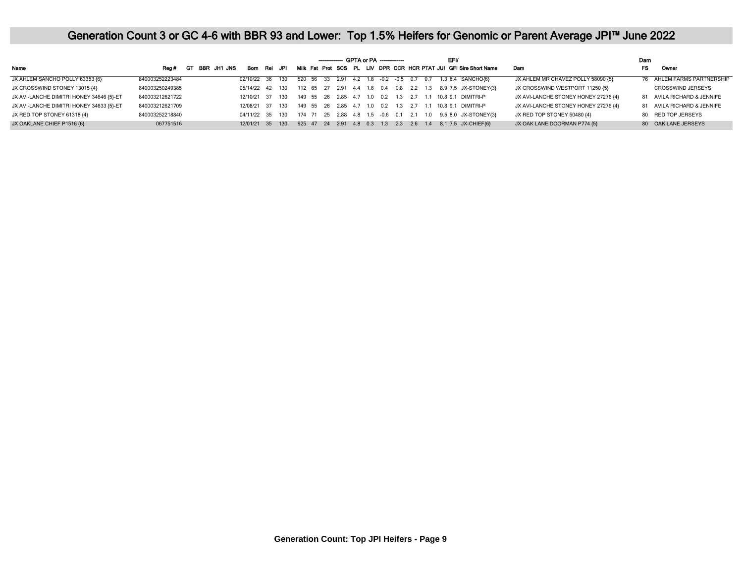# Generation Count 3 or GC 4-6 with BBR 93 and Lower: Top 1.5% Heifers for Genomic or Parent Average JPI™ June 2022

| | | | | | | | | | GPTA or PA | | | | | | | | | | | EFI/ | | | Dam | |
|---|---|---|---|---|---|---|---|---|---|---|---|---|---|---|---|---|---|---|---|---|---|---|---|---|
| Name | Reg # | GT | BBR | JH1 | JNS | Born | Rel | JPI | Milk | Fat | Prot | SCS | PL | LIV | DPR | CCR | HCR | PTAT | JUI | GFI | Sire Short Name | Dam | FS | Owner |
| JX AHLEM SANCHO POLLY 63353 {6} | 840003252223484 | | | | | 02/10/22 | 36 | 130 | 520 | 56 | 33 | 2.91 | 4.2 | 1.8 | -0.2 | -0.5 | 0.7 | 0.7 | 1.3 | 8.4 | SANCHO{6} | JX AHLEM MR CHAVEZ POLLY 58090 {5} | 76 | AHLEM FARMS PARTNERSHIP |
| JX CROSSWIND STONEY 13015 {4} | 840003250249385 | | | | | 05/14/22 | 42 | 130 | 112 | 65 | 27 | 2.91 | 4.4 | 1.8 | 0.4 | 0.8 | 2.2 | 1.3 | 8.9 | 7.5 | JX-STONEY{3} | JX CROSSWIND WESTPORT 11250 {5} | | CROSSWIND JERSEYS |
| JX AVI-LANCHE DIMITRI HONEY 34646 {5}-ET | 840003212621722 | | | | | 12/10/21 | 37 | 130 | 149 | 55 | 26 | 2.85 | 4.7 | 1.0 | 0.2 | 1.3 | 2.7 | 1.1 | 10.8 | 9.1 | DIMITRI-P | JX AVI-LANCHE STONEY HONEY 27276 {4} | 81 | AVILA RICHARD & JENNIFE |
| JX AVI-LANCHE DIMITRI HONEY 34633 {5}-ET | 840003212621709 | | | | | 12/08/21 | 37 | 130 | 149 | 55 | 26 | 2.85 | 4.7 | 1.0 | 0.2 | 1.3 | 2.7 | 1.1 | 10.8 | 9.1 | DIMITRI-P | JX AVI-LANCHE STONEY HONEY 27276 {4} | 81 | AVILA RICHARD & JENNIFE |
| JX RED TOP STONEY 61318 {4} | 840003252218840 | | | | | 04/11/22 | 35 | 130 | 174 | 71 | 25 | 2.88 | 4.8 | 1.5 | -0.6 | 0.1 | 2.1 | 1.0 | 9.5 | 8.0 | JX-STONEY{3} | JX RED TOP STONEY 50480 {4} | 80 | RED TOP JERSEYS |
| JX OAKLANE CHIEF P1516 {6} | 067751516 | | | | | 12/01/21 | 35 | 130 | 925 | 47 | 24 | 2.91 | 4.8 | 0.3 | 1.3 | 2.3 | 2.6 | 1.4 | 8.1 | 7.5 | JX-CHIEF{6} | JX OAK LANE DOORMAN P774 {5} | 80 | OAK LANE JERSEYS |

Generation Count: Top JPI Heifers - Page 9